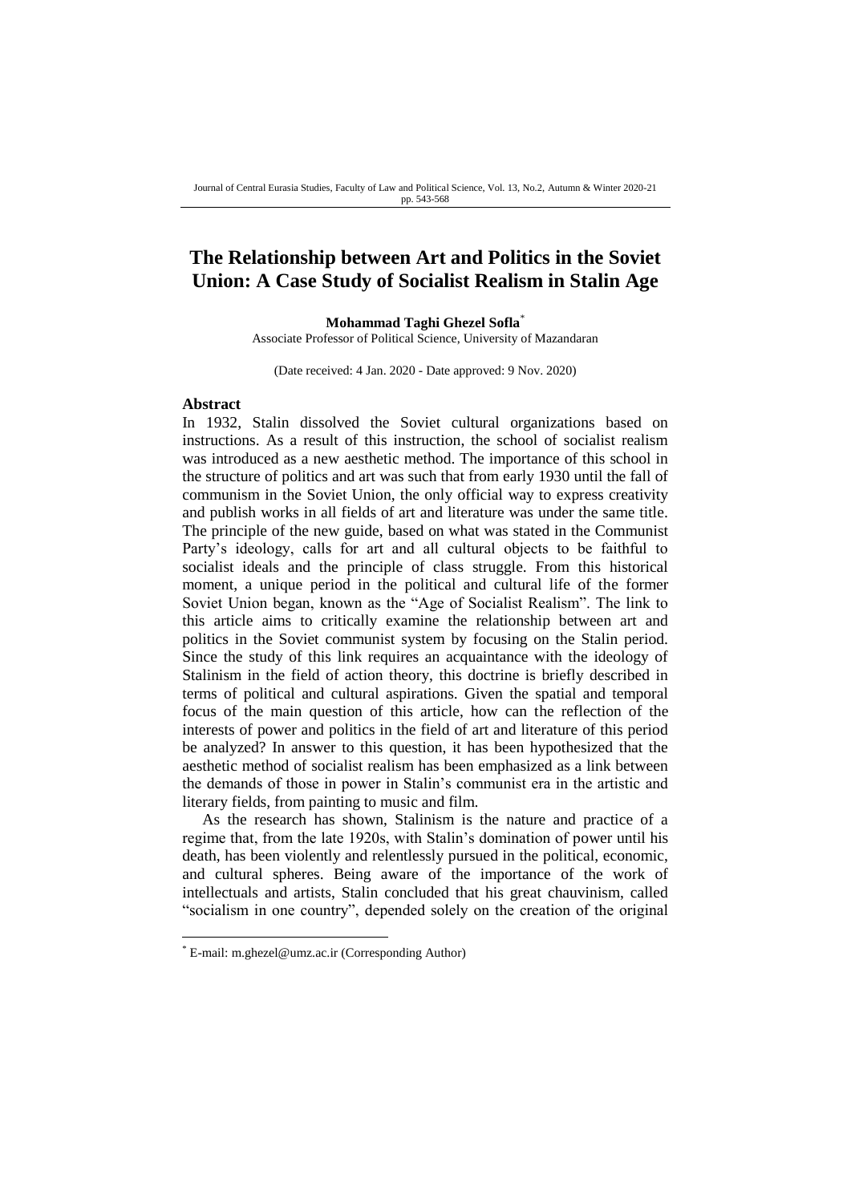# The Relationship between Art and Politics in the Soviet Union: A Case Study of Socialist Realism in Stalin Age

**Mohammad Taghi Ghezel Sofla***

Associate Professor of Political Science, University of Mazandaran

(Date received: 4 Jan. 2020 - Date approved: 9 Nov. 2020)

## Abstract

In 1932, Stalin dissolved the Soviet cultural organizations based on instructions. As a result of this instruction, the school of socialist realism was introduced as a new aesthetic method. The importance of this school in the structure of politics and art was such that from early 1930 until the fall of communism in the Soviet Union, the only official way to express creativity and publish works in all fields of art and literature was under the same title. The principle of the new guide, based on what was stated in the Communist Party's ideology, calls for art and all cultural objects to be faithful to socialist ideals and the principle of class struggle. From this historical moment, a unique period in the political and cultural life of the former Soviet Union began, known as the "Age of Socialist Realism". The link to this article aims to critically examine the relationship between art and politics in the Soviet communist system by focusing on the Stalin period. Since the study of this link requires an acquaintance with the ideology of Stalinism in the field of action theory, this doctrine is briefly described in terms of political and cultural aspirations. Given the spatial and temporal focus of the main question of this article, how can the reflection of the interests of power and politics in the field of art and literature of this period be analyzed? In answer to this question, it has been hypothesized that the aesthetic method of socialist realism has been emphasized as a link between the demands of those in power in Stalin's communist era in the artistic and literary fields, from painting to music and film.

As the research has shown, Stalinism is the nature and practice of a regime that, from the late 1920s, with Stalin's domination of power until his death, has been violently and relentlessly pursued in the political, economic, and cultural spheres. Being aware of the importance of the work of intellectuals and artists, Stalin concluded that his great chauvinism, called "socialism in one country", depended solely on the creation of the original

---

* E-mail: m.ghezel@umz.ac.ir (Corresponding Author)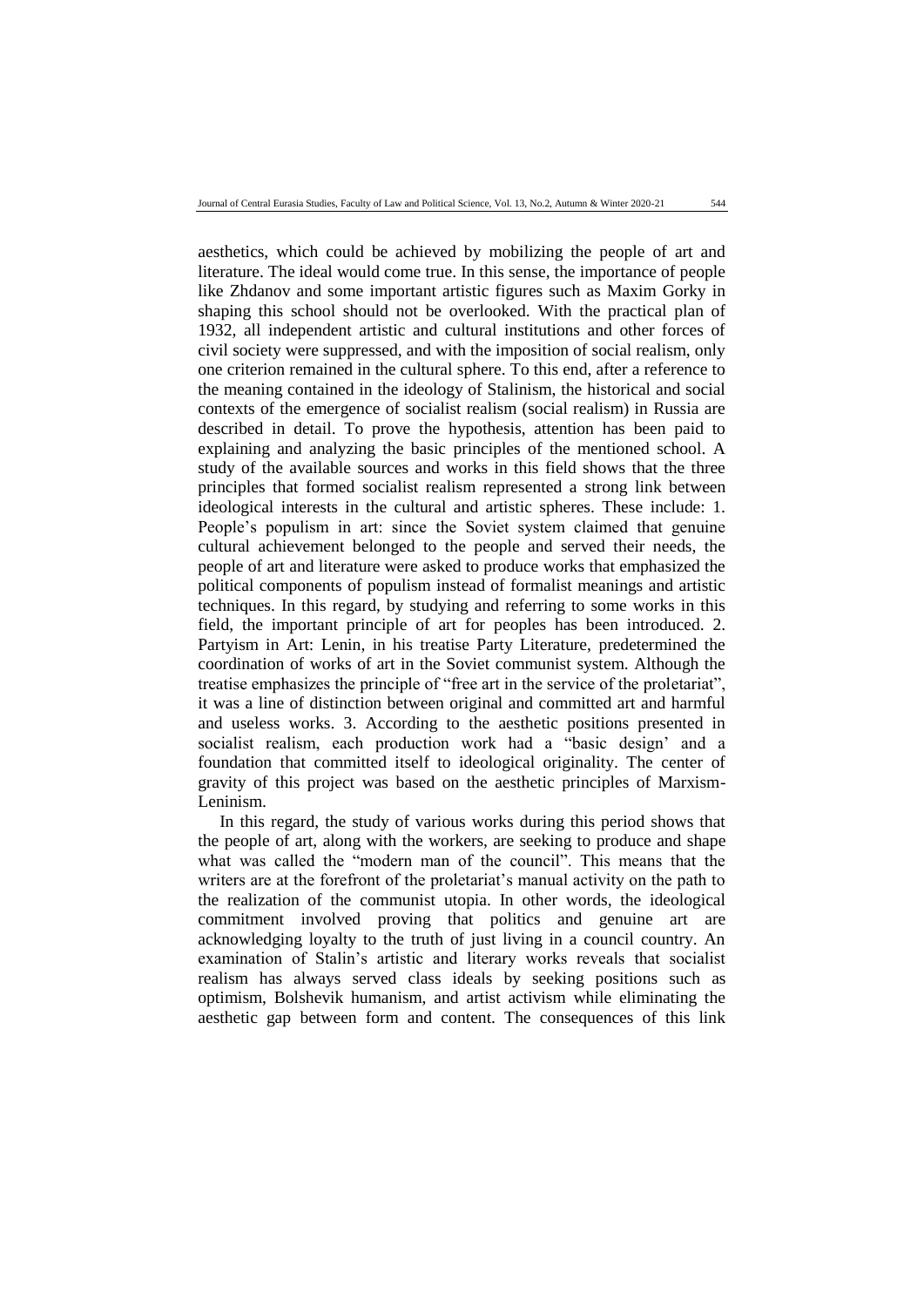aesthetics, which could be achieved by mobilizing the people of art and literature. The ideal would come true. In this sense, the importance of people like Zhdanov and some important artistic figures such as Maxim Gorky in shaping this school should not be overlooked. With the practical plan of 1932, all independent artistic and cultural institutions and other forces of civil society were suppressed, and with the imposition of social realism, only one criterion remained in the cultural sphere. To this end, after a reference to the meaning contained in the ideology of Stalinism, the historical and social contexts of the emergence of socialist realism (social realism) in Russia are described in detail. To prove the hypothesis, attention has been paid to explaining and analyzing the basic principles of the mentioned school. A study of the available sources and works in this field shows that the three principles that formed socialist realism represented a strong link between ideological interests in the cultural and artistic spheres. These include: 1. People's populism in art: since the Soviet system claimed that genuine cultural achievement belonged to the people and served their needs, the people of art and literature were asked to produce works that emphasized the political components of populism instead of formalist meanings and artistic techniques. In this regard, by studying and referring to some works in this field, the important principle of art for peoples has been introduced. 2. Partyism in Art: Lenin, in his treatise Party Literature, predetermined the coordination of works of art in the Soviet communist system. Although the treatise emphasizes the principle of "free art in the service of the proletariat", it was a line of distinction between original and committed art and harmful and useless works. 3. According to the aesthetic positions presented in socialist realism, each production work had a "basic design' and a foundation that committed itself to ideological originality. The center of gravity of this project was based on the aesthetic principles of Marxism-Leninism.

In this regard, the study of various works during this period shows that the people of art, along with the workers, are seeking to produce and shape what was called the "modern man of the council". This means that the writers are at the forefront of the proletariat's manual activity on the path to the realization of the communist utopia. In other words, the ideological commitment involved proving that politics and genuine art are acknowledging loyalty to the truth of just living in a council country. An examination of Stalin's artistic and literary works reveals that socialist realism has always served class ideals by seeking positions such as optimism, Bolshevik humanism, and artist activism while eliminating the aesthetic gap between form and content. The consequences of this link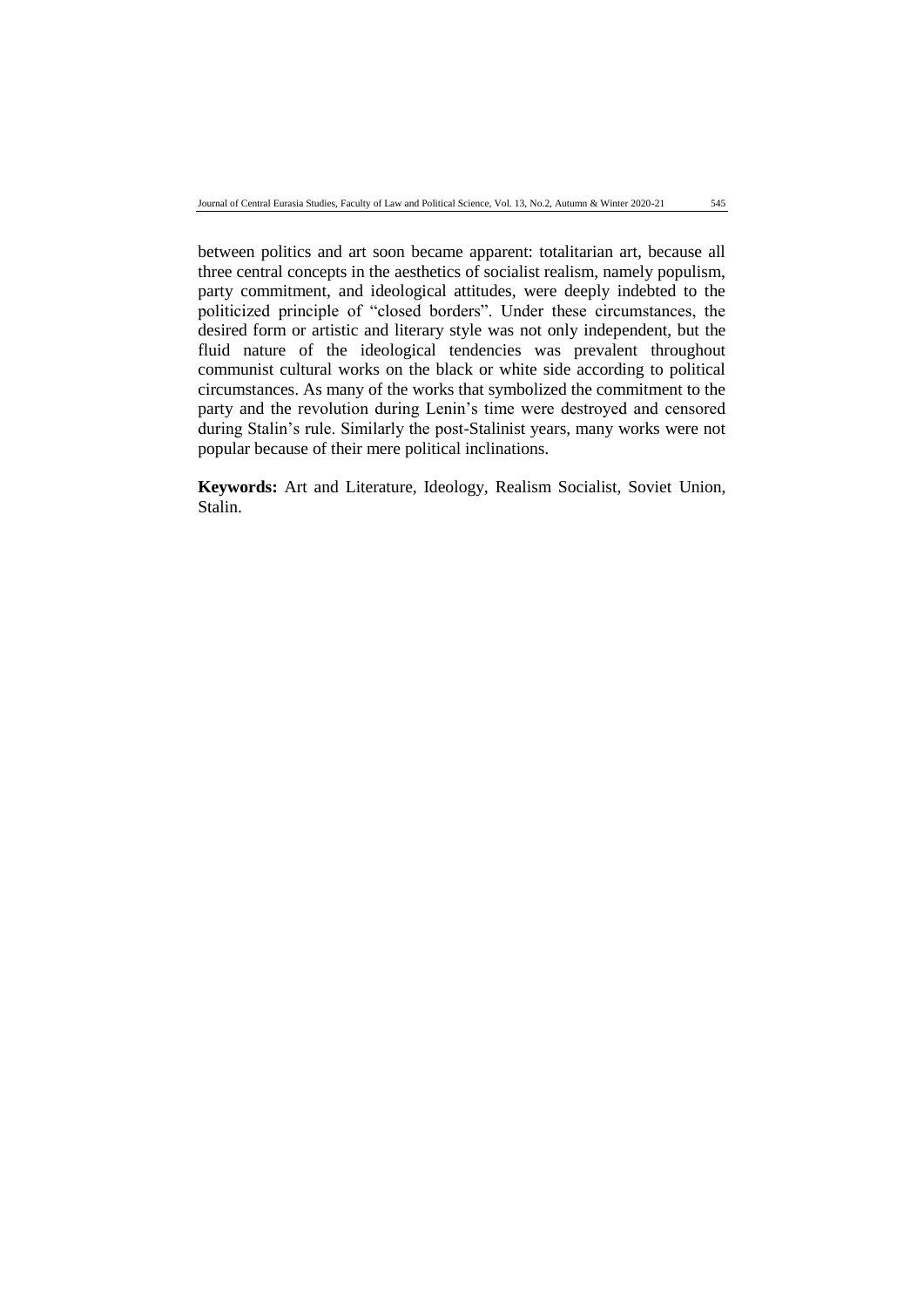between politics and art soon became apparent: totalitarian art, because all three central concepts in the aesthetics of socialist realism, namely populism, party commitment, and ideological attitudes, were deeply indebted to the politicized principle of "closed borders". Under these circumstances, the desired form or artistic and literary style was not only independent, but the fluid nature of the ideological tendencies was prevalent throughout communist cultural works on the black or white side according to political circumstances. As many of the works that symbolized the commitment to the party and the revolution during Lenin's time were destroyed and censored during Stalin's rule. Similarly the post-Stalinist years, many works were not popular because of their mere political inclinations.

**Keywords:** Art and Literature, Ideology, Realism Socialist, Soviet Union, Stalin.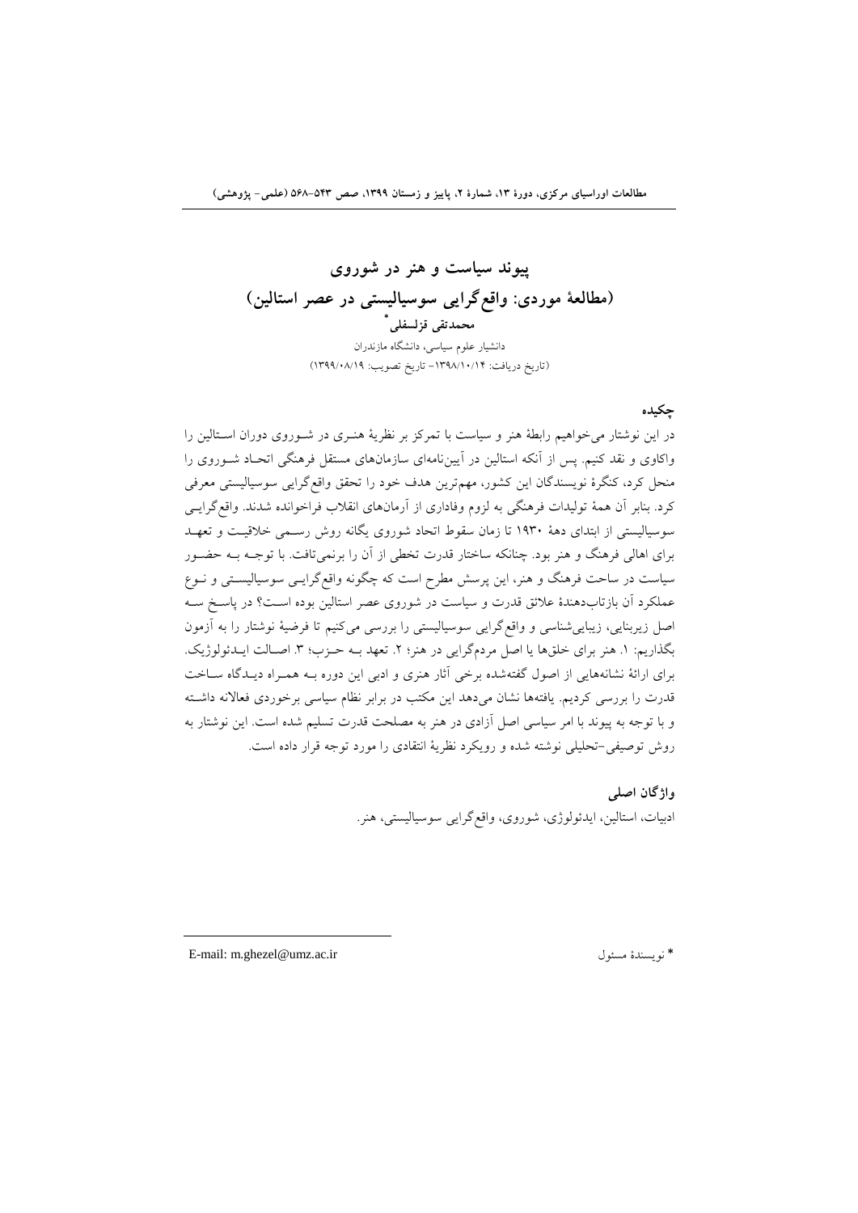# پیوند سیاست و هنر در شوروی
# (مطالعهٔ موردی: واقع‌گرایی سوسیالیستی در عصر استالین)

**محمدتقی قزلسفلی***

دانشیار علوم سیاسی، دانشگاه مازندران

(تاریخ دریافت: ۱۳۹۸/۱۰/۱۴- تاریخ تصویب: ۱۳۹۹/۰۸/۱۹)

## چکیده

در این نوشتار می‌خواهیم رابطهٔ هنر و سیاست با تمرکز بر نظریهٔ هنری در شوروی دوران استالین را واکاوی و نقد کنیم. پس از آنکه استالین در آیین‌نامه‌ای سازمان‌های مستقل فرهنگی اتحاد شوروی را منحل کرد، کنگرهٔ نویسندگان این کشور، مهم‌ترین هدف خود را تحقق واقع‌گرایی سوسیالیستی معرفی کرد. بنابر آن همهٔ تولیدات فرهنگی به لزوم وفاداری از آرمان‌های انقلاب فراخوانده شدند. واقع‌گرایی سوسیالیستی از ابتدای دههٔ ۱۹۳۰ تا زمان سقوط اتحاد شوروی یگانه روش رسمی خلاقیت و تعهد برای اهالی فرهنگ و هنر بود. چنانکه ساختار قدرت تخطی از آن را برنمی‌تافت. با توجه به حضور سیاست در ساحت فرهنگ و هنر، این پرسش مطرح است که چگونه واقع‌گرایی سوسیالیستی و نوع عملکرد آن بازتاب‌دهندهٔ علائق قدرت و سیاست در شوروی عصر استالین بوده است؟ در پاسخ سه اصل زیربنایی، زیبایی‌شناسی و واقع‌گرایی سوسیالیستی را بررسی می‌کنیم تا فرضیهٔ نوشتار را به آزمون بگذاریم: ۱. هنر برای خلق‌ها یا اصل مردم‌گرایی در هنر؛ ۲. تعهد به حزب؛ ۳. اصالت ایدئولوژیک. برای ارائهٔ نشانه‌هایی از اصول گفته‌شده برخی آثار هنری و ادبی این دوره به همراه دیدگاه ساخت قدرت را بررسی کردیم. یافته‌ها نشان می‌دهد این مکتب در برابر نظام سیاسی برخوردی فعالانه داشته و با توجه به پیوند با امر سیاسی اصل آزادی در هنر به مصلحت قدرت تسلیم شده است. این نوشتار به روش توصیفی-تحلیلی نوشته شده و رویکرد نظریهٔ انتقادی را مورد توجه قرار داده است.

## واژگان اصلی

ادبیات، استالین، ایدئولوژی، شوروی، واقع‌گرایی سوسیالیستی، هنر.

---

* نویسندهٔ مسئول    E-mail: m.ghezel@umz.ac.ir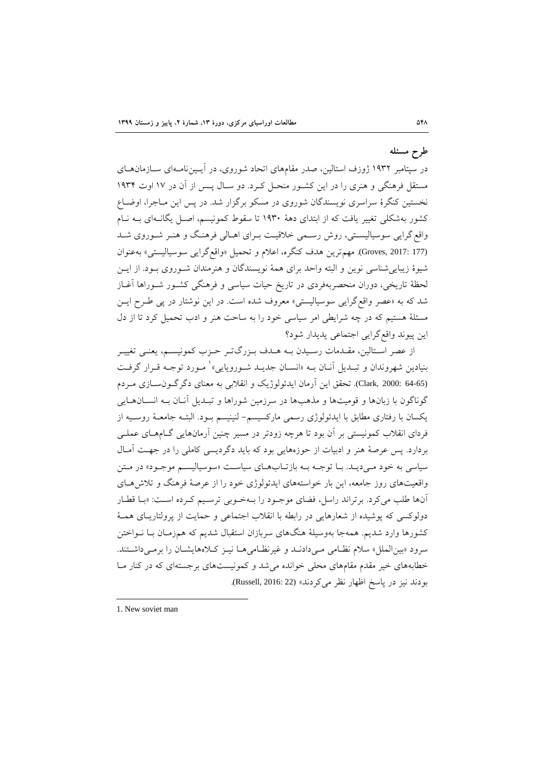## طرح مسئله

در سپتامبر ۱۹۳۲ ژوزف استالین، صدر مقام‌های اتحاد شوروی، در آیین‌نامه‌ای سازمان‌های مستقل فرهنگی و هنری را در این کشور منحل کرد. دو سال پس از آن در ۱۷ اوت ۱۹۳۴ نخستین کنگرهٔ سراسری نویسندگان شوروی در مسکو برگزار شد. در پس این ماجرا، اوضاع کشور به‌شکلی تغییر یافت که از ابتدای دههٔ ۱۹۳۰ تا سقوط کمونیسم، اصل یگانه‌ای به نام واقع‌گرایی سوسیالیستی، روش رسمی خلاقیت برای اهالی فرهنگ و هنر شوروی شد (Groves, 2017: 177). مهم‌ترین هدف کنگره، اعلام و تحمیل «واقع‌گرایی سوسیالیستی» به‌عنوان شیوهٔ زیبایی‌شناسی نوین و البته واحد برای همهٔ نویسندگان و هنرمندان شوروی بود. از این لحظهٔ تاریخی، دوران منحصربه‌فردی در تاریخ حیات سیاسی و فرهنگی کشور شوراها آغاز شد که به «عصر واقع‌گرایی سوسیالیستی» معروف شده است. در این نوشتار در پی طرح این مسئلهٔ هستیم که در چه شرایطی امر سیاسی خود را به ساحت هنر و ادب تحمیل کرد تا از دل این پیوند واقع‌گرایی اجتماعی پدیدار شود؟

از عصر استالین، مقدمات رسیدن به هدف بزرگ‌تر حزب کمونیسم، یعنی تغییر بنیادین شهروندان و تبدیل آنان به «انسان جدید شورویایی»[1] مورد توجه قرار گرفت (Clark, 2000: 64-65). تحقق این آرمان ایدئولوژیک و انقلابی به معنای دگرگون‌سازی مردم گوناگون با زبان‌ها و قومیت‌ها و مذهب‌ها در سرزمین شوراها و تبدیل آنان به انسان‌هایی یکسان با رفتاری مطابق با ایدئولوژی رسمی مارکسیسم- لنینیسم بود. البته جامعهٔ روسیه از فردای انقلاب کمونیستی بر آن بود تا هرچه زودتر در مسیر چنین آرمان‌هایی گام‌های عملی بردارد. پس عرصهٔ هنر و ادبیات از حوزه‌هایی بود که باید دگردیسی کاملی را در جهت آمال سیاسی به خود می‌دید. با توجه به بازتاب‌های سیاست «سوسیالیسم موجود» در متن واقعیت‌های روز جامعه، این بار خواسته‌های ایدئولوژی خود را از عرصهٔ فرهنگ و تلاش‌های آن‌ها طلب می‌کرد. برتراند راسل، فضای موجود را به‌خوبی ترسیم کرده است: «با قطار دولوکسی که پوشیده از شعارهایی در رابطه با انقلاب اجتماعی و حمایت از پرولتاریای همهٔ کشورها وارد شدیم. همه‌جا به‌وسیلهٔ هنگ‌های سربازان استقبال شدیم که هم‌زمان با نواختن سرود «بین‌الملل» سلام نظامی می‌دادند و غیرنظامی‌ها نیز کلاه‌هایشان را برمی‌داشتند. خطابه‌های خیر مقدم مقام‌های محلی خوانده می‌شد و کمونیست‌های برجسته‌ای که در کنار ما بودند نیز در پاسخ اظهار نظر می‌کردند» (Russell, 2016: 22).

---

1. New soviet man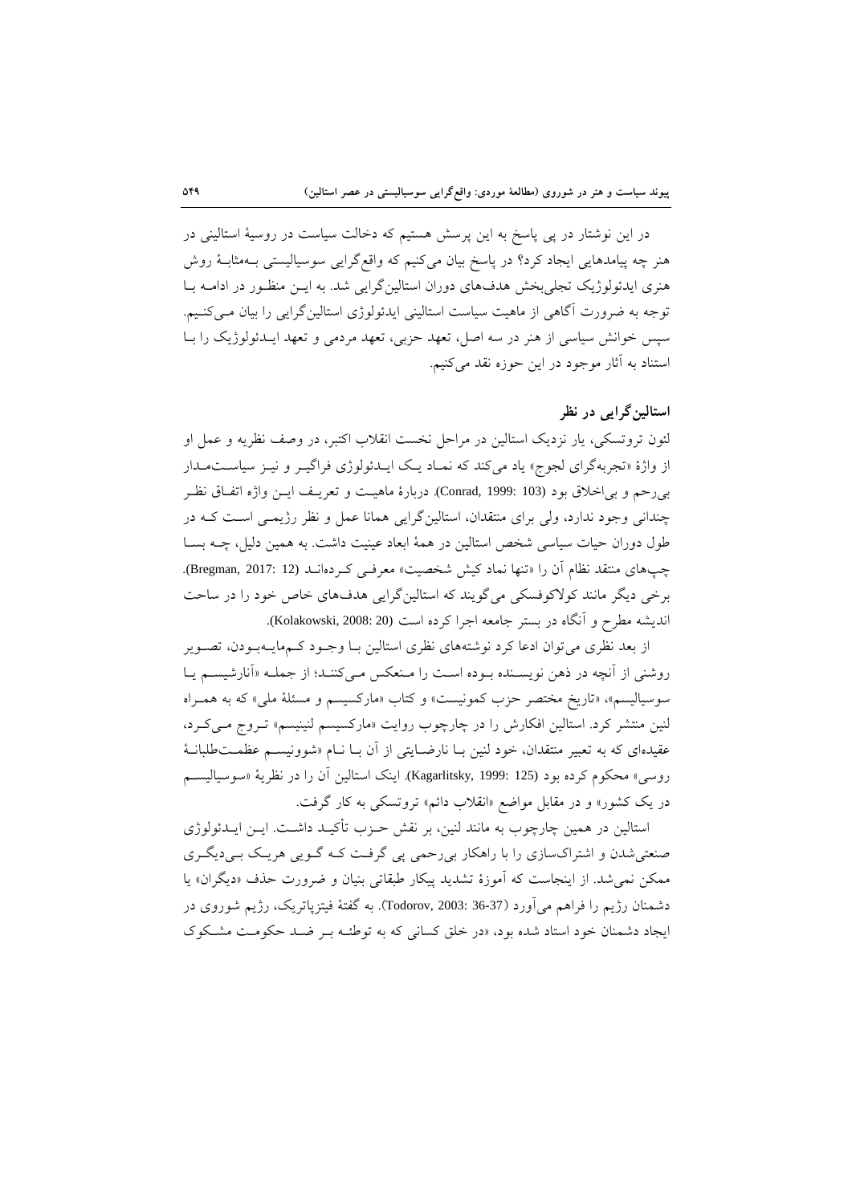در این نوشتار در پی پاسخ به این پرسش هستیم که دخالت سیاست در روسیهٔ استالینی در هنر چه پیامدهایی ایجاد کرد؟ در پاسخ بیان می‌کنیم که واقع‌گرایی سوسیالیستی به‌مثابهٔ روش هنری ایدئولوژیک تجلی‌بخش هدف‌های دوران استالین‌گرایی شد. به این منظور در ادامه با توجه به ضرورت آگاهی از ماهیت سیاست استالینی ایدئولوژی استالین‌گرایی را بیان می‌کنیم. سپس خوانش سیاسی از هنر در سه اصل، تعهد حزبی، تعهد مردمی و تعهد ایدئولوژیک را با استناد به آثار موجود در این حوزه نقد می‌کنیم.

## استالین‌گرایی در نظر

لئون تروتسکی، یار نزدیک استالین در مراحل نخست انقلاب اکتبر، در وصف نظریه و عمل او از واژهٔ «تجربه‌گرای لجوج» یاد می‌کند که نماد یک ایدئولوژی فراگیر و نیز سیاست‌مدار بی‌رحم و بی‌اخلاق بود (Conrad, 1999: 103). دربارهٔ ماهیت و تعریف این واژه اتفاق نظر چندانی وجود ندارد، ولی برای منتقدان، استالین‌گرایی همانا عمل و نظر رژیمی است که در طول دوران حیات سیاسی شخص استالین در همهٔ ابعاد عینیت داشت. به همین دلیل، چه بسا چپ‌های منتقد نظام آن را «تنها نماد کیش شخصیت» معرفی کرده‌اند (Bregman, 2017: 12). برخی دیگر مانند کولاکوفسکی می‌گویند که استالین‌گرایی هدف‌های خاص خود را در ساحت اندیشه مطرح و آنگاه در بستر جامعه اجرا کرده است (Kolakowski, 2008: 20).

از بعد نظری می‌توان ادعا کرد نوشته‌های نظری استالین با وجود کم‌مایه‌بودن، تصویر روشنی از آنچه در ذهن نویسنده بوده است را منعکس می‌کنند؛ از جمله «آنارشیسم یا سوسیالیسم»، «تاریخ مختصر حزب کمونیست» و کتاب «مارکسیسم و مسئلهٔ ملی» که به همراه لنین منتشر کرد. استالین افکارش را در چارچوب روایت «مارکسیسم لنینیسم» ترویج می‌کرد، عقیده‌ای که به تعبیر منتقدان، خود لنین با نارضایتی از آن با نام «شوونیسم عظمت‌طلبانهٔ روسی» محکوم کرده بود (Kagarlitsky, 1999: 125). اینک استالین آن را در نظریهٔ «سوسیالیسم در یک کشور» و در مقابل مواضع «انقلاب دائم» تروتسکی به کار گرفت.

استالین در همین چارچوب به مانند لنین، بر نقش حزب تأکید داشت. این ایدئولوژی صنعتی‌شدن و اشتراک‌سازی را با راهکار بی‌رحمی پی گرفت که گویی هریک بی‌دیگری ممکن نمی‌شد. از اینجاست که آموزهٔ تشدید پیکار طبقاتی بنیان و ضرورت حذف «دیگران» یا دشمنان رژیم را فراهم می‌آورد (Todorov, 2003: 36-37). به گفتهٔ فیتزپاتریک، رژیم شوروی در ایجاد دشمنان خود استاد شده بود، «در خلق کسانی که به توطئه بر ضد حکومت مشکوک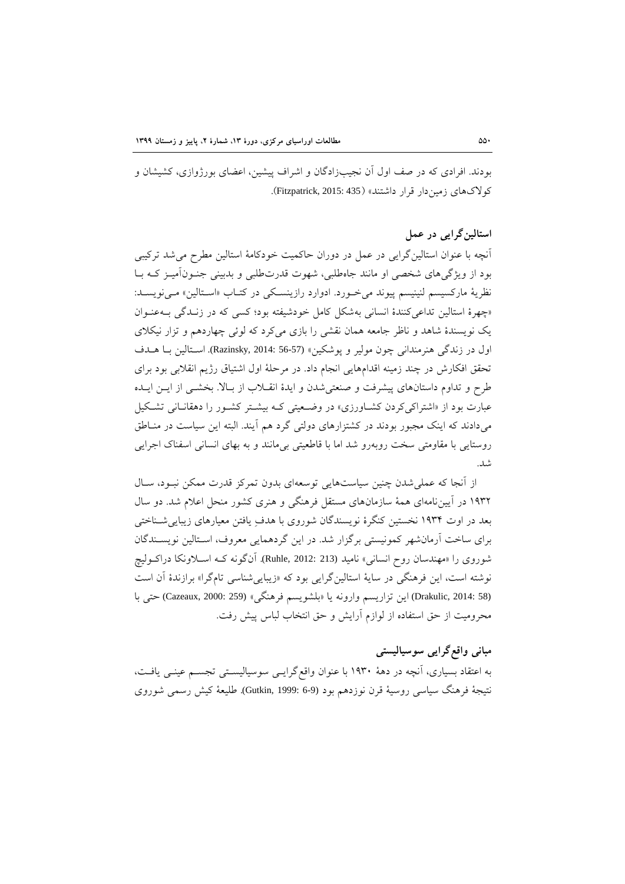بودند. افرادی که در صف اول آن نجیب‌زادگان و اشراف پیشین، اعضای بورژوازی، کشیشان و کولاک‌های زمین‌دار قرار داشتند» (Fitzpatrick, 2015: 435).

## استالین‌گرایی در عمل

آنچه با عنوان استالین‌گرایی در عمل در دوران حاکمیت خودکامهٔ استالین مطرح می‌شد ترکیبی بود از ویژگی‌های شخصی او مانند جاه‌طلبی، شهوت قدرت‌طلبی و بدبینی جنون‌آمیز که با نظریهٔ مارکسیسم لنینیسم پیوند می‌خورد. ادوارد رازینسکی در کتاب «استالین» می‌نویسد: «چهرهٔ استالین تداعی‌کنندهٔ انسانی به‌شکل کامل خودشیفته بود؛ کسی که در زندگی به‌عنوان یک نویسندهٔ شاهد و ناظر جامعه همان نقشی را بازی می‌کرد که لوئی چهاردهم و تزار نیکلای اول در زندگی هنرمندانی چون مولیر و پوشکین» (Razinsky, 2014: 56-57). استالین با هدف تحقق افکارش در چند زمینه اقدام‌هایی انجام داد. در مرحلهٔ اول اشتیاق رژیم انقلابی بود برای طرح و تداوم داستان‌های پیشرفت و صنعتی‌شدن و ایدهٔ انقلاب از بالا. بخشی از این ایده عبارت بود از «اشتراکی‌کردن کشاورزی» در وضعیتی که بیشتر کشور را دهقانانی تشکیل می‌دادند که اینک مجبور بودند در کشتزارهای دولتی گرد هم آیند. البته این سیاست در مناطق روستایی با مقاومتی سخت روبه‌رو شد اما با قاطعیتی بی‌مانند و به بهای انسانی اسفناک اجرایی شد.

از آنجا که عملی‌شدن چنین سیاست‌هایی توسعه‌ای بدون تمرکز قدرت ممکن نبود، سال ۱۹۳۲ در آیین‌نامه‌ای همهٔ سازمان‌های مستقل فرهنگی و هنری کشور منحل اعلام شد. دو سال بعد در اوت ۱۹۳۴ نخستین کنگرهٔ نویسندگان شوروی با هدفِ یافتن معیارهای زیبایی‌شناختی برای ساخت آرمان‌شهر کمونیستی برگزار شد. در این گردهمایی معروف، استالین نویسندگان شوروی را «مهندسان روح انسانی» نامید (Ruhle, 2012: 213). آن‌گونه که اسلاونکا دراکولیچ نوشته است، این فرهنگی در سایهٔ استالین‌گرایی بود که «زیبایی‌شناسی تام‌گرا» برازندهٔ آن است (Drakulic, 2014: 58) این تزاریسم وارونه یا «بلشویسم فرهنگی» (Cazeaux, 2000: 259) حتی با محرومیت از حق استفاده از لوازم آرایش و حق انتخاب لباس پیش رفت.

## مبانی واقع‌گرایی سوسیالیستی

به اعتقاد بسیاری، آنچه در دههٔ ۱۹۳۰ با عنوان واقع‌گرایی سوسیالیستی تجسم عینی یافت، نتیجهٔ فرهنگ سیاسی روسیهٔ قرن نوزدهم بود (Gutkin, 1999: 6-9). طلیعهٔ کیش رسمی شوروی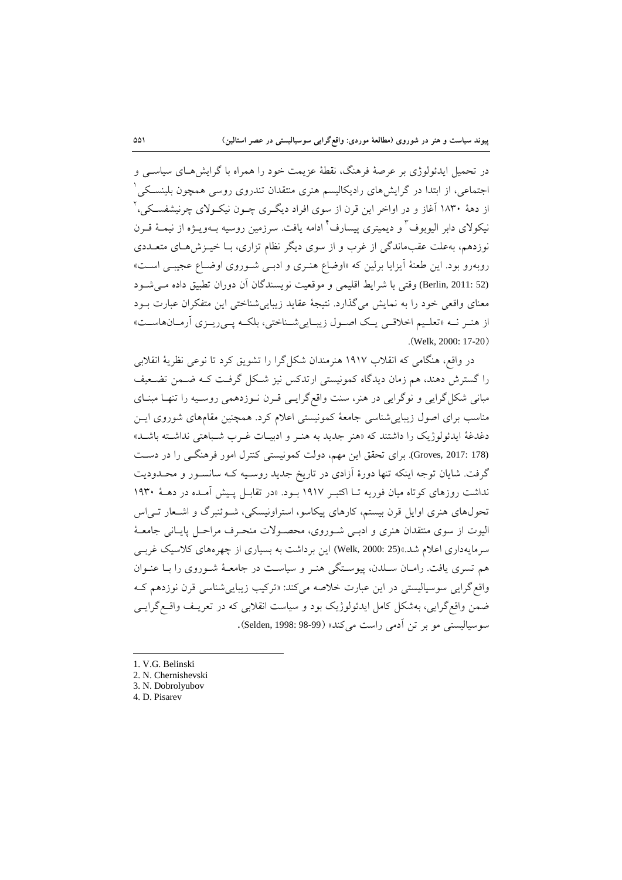در تحمیل ایدئولوژی بر عرصهٔ فرهنگ، نقطهٔ عزیمت خود را همراه با گرایش‌های سیاسی و اجتماعی، از ابتدا در گرایش‌های رادیکالیسم هنری منتقدان تندروی روسی همچون بلینسکی[1] از دههٔ ۱۸۳۰ آغاز و در اواخر این قرن از سوی افراد دیگری چون نیکولای چرنیشفسکی،[2] نیکولای دابر الیوبوف[3] و دیمیتری پیسارف[4] ادامه یافت. سرزمین روسیه به‌ویژه از نیمهٔ قرن نوزدهم، به‌علت عقب‌ماندگی از غرب و از سوی دیگر نظام تزاری، با خیزش‌های متعددی روبه‌رو بود. این طعنهٔ آیزایا برلین که «اوضاع هنری و ادبی شوروی اوضاع عجیبی است» (Berlin, 2011: 52) وقتی با شرایط اقلیمی و موقعیت نویسندگان آن دوران تطبیق داده می‌شود معنای واقعی خود را به نمایش می‌گذارد. نتیجهٔ عقاید زیبایی‌شناختی این متفکران عبارت بود از هنر نه «تعلیم اخلاقی یک اصول زیبایی‌شناختی، بلکه پی‌ریزی آرمان‌هاست» (Welk, 2000: 17-20).

در واقع، هنگامی که انقلاب ۱۹۱۷ هنرمندان شکل‌گرا را تشویق کرد تا نوعی نظریهٔ انقلابی را گسترش دهند، هم زمان دیدگاه کمونیستی ارتدکس نیز شکل گرفت که ضمن تضعیف مبانی شکل‌گرایی و نوگرایی در هنر، سنت واقع‌گرایی قرن نوزدهمی روسیه را تنها مبنای مناسب برای اصول زیبایی‌شناسی جامعهٔ کمونیستی اعلام کرد. همچنین مقام‌های شوروی این دغدغهٔ ایدئولوژیک را داشتند که «هنر جدید به هنر و ادبیات غرب شباهتی نداشته باشد» (Groves, 2017: 178). برای تحقق این مهم، دولت کمونیستی کنترل امور فرهنگی را در دست گرفت. شایان توجه اینکه تنها دورهٔ آزادی در تاریخ جدید روسیه که سانسور و محدودیت نداشت روزهای کوتاه میان فوریه تا اکتبر ۱۹۱۷ بود. «در تقابل پیش آمده در دههٔ ۱۹۳۰ تحول‌های هنری اوایل قرن بیستم، کارهای پیکاسو، استراونیسکی، شوئنبرگ و اشعار تی‌اس الیوت از سوی منتقدان هنری و ادبی شوروی، محصولات منحرف مراحل پایانی جامعهٔ سرمایه‌داری اعلام شد.»(Welk, 2000: 25) این برداشت به بسیاری از چهره‌های کلاسیک غربی هم تسری یافت. رامان سلدن، پیوستگی هنر و سیاست در جامعهٔ شوروی را با عنوان واقع‌گرایی سوسیالیستی در این عبارت خلاصه می‌کند: «ترکیب زیبایی‌شناسی قرن نوزدهم که ضمن واقع‌گرایی، به‌شکل کامل ایدئولوژیک بود و سیاست انقلابی که در تعریف واقع‌گرایی سوسیالیستی مو بر تن آدمی راست می‌کند» (Selden, 1998: 98-99).

---

1. V.G. Belinski
2. N. Chernishevski
3. N. Dobrolyubov
4. D. Pisarev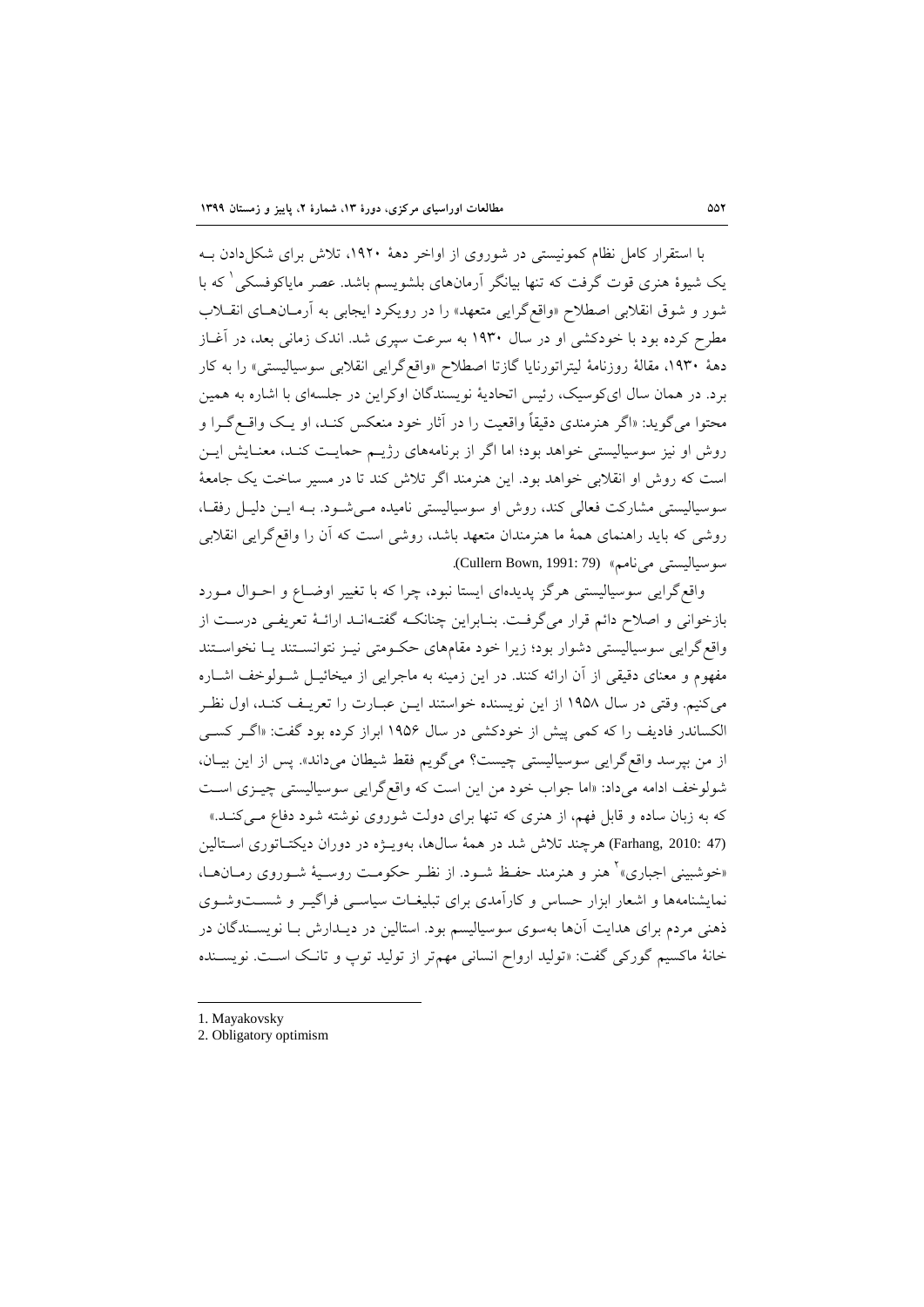با استقرار کامل نظام کمونیستی در شوروی از اواخر دهۀ ۱۹۲۰، تلاش برای شکل‌دادن بـه یک شیوۀ هنری قوت گرفت که تنها بیانگر آرمان‌های بلشویسم باشد. عصر مایاکوفسکی[1] که با شور و شوق انقلابی اصطلاح «واقع‌گرایی متعهد» را در رویکرد ایجابی به آرمـان‌هـای انقـلاب مطرح کرده بود با خودکشی او در سال ۱۹۳۰ به سرعت سپری شد. اندک زمانی بعد، در آغـاز دهۀ ۱۹۳۰، مقالۀ روزنامۀ لیتراتورنایا گازتا اصطلاح «واقع‌گرایی انقلابی سوسیالیستی» را به کار برد. در همان سال ای‌کوسیک، رئیس اتحادیۀ نویسندگان اوکراین در جلسه‌ای با اشاره به همین محتوا می‌گوید: «اگر هنرمندی دقیقاً واقعیت را در آثار خود منعکس کنـد، او یـک واقـع‌گـرا و روش او نیز سوسیالیستی خواهد بود؛ اما اگر از برنامه‌های رژیـم حمایـت کنـد، معنـایش ایـن است که روش او انقلابی خواهد بود. این هنرمند اگر تلاش کند تا در مسیر ساخت یک جامعۀ سوسیالیستی مشارکت فعالی کند، روش او سوسیالیستی نامیده مـی‌شـود. بـه ایـن دلیـل رفقـا، روشی که باید راهنمای همۀ ما هنرمندان متعهد باشد، روشی است که آن را واقع‌گرایی انقلابی سوسیالیستی می‌نامم» (Cullern Bown, 1991: 79).

واقع‌گرایی سوسیالیستی هرگز پدیده‌ای ایستا نبود، چرا که با تغییر اوضـاع و احـوال مـورد بازخوانی و اصلاح دائم قرار می‌گرفـت. بنـابراین چنانکـه گفتـه‌انـد ارائـۀ تعریفـی درسـت از واقع‌گرایی سوسیالیستی دشوار بود؛ زیرا خود مقام‌های حکـومتی نیـز نتوانسـتند یـا نخواسـتند مفهوم و معنای دقیقی از آن ارائه کنند. در این زمینه به ماجرایی از میخائیـل شـولوخف اشـاره می‌کنیم. وقتی در سال ۱۹۵۸ از این نویسنده خواستند ایـن عبـارت را تعریـف کنـد، اول نظـر الکساندر فادیف را که کمی پیش از خودکشی در سال ۱۹۵۶ ابراز کرده بود گفت: «اگـر کسـی از من بپرسد واقع‌گرایی سوسیالیستی چیست؟ می‌گویم فقط شیطان می‌داند». پس از این بیـان، شولوخف ادامه می‌داد: «اما جواب خود من این است که واقع‌گرایی سوسیالیستی چیـزی اسـت که به زبان ساده و قابل فهم، از هنری که تنها برای دولت شوروی نوشته شود دفاع مـی‌کنـد.» (Farhang, 2010: 47) هرچند تلاش شد در همۀ سال‌ها، بوِیـژه در دوران دیکتـاتوری اسـتالین «خوشبینی اجباری»[2] هنر و هنرمند حفـظ شـود. از نظـر حکومـت روسـیۀ شـوروی رمـان‌هـا، نمایشنامه‌ها و اشعار ابزار حساس و کارآمدی برای تبلیغـات سیاسـی فراگیـر و شسـت‌وشـوی ذهنی مردم برای هدایت آن‌ها به‌سوی سوسیالیسم بود. استالین در دیـدارش بـا نویسـندگان در خانۀ ماکسیم گورکی گفت: «تولید ارواح انسانی مهم‌تر از تولید توپ و تانـک اسـت. نویسـنده

---

1. Mayakovsky
2. Obligatory optimism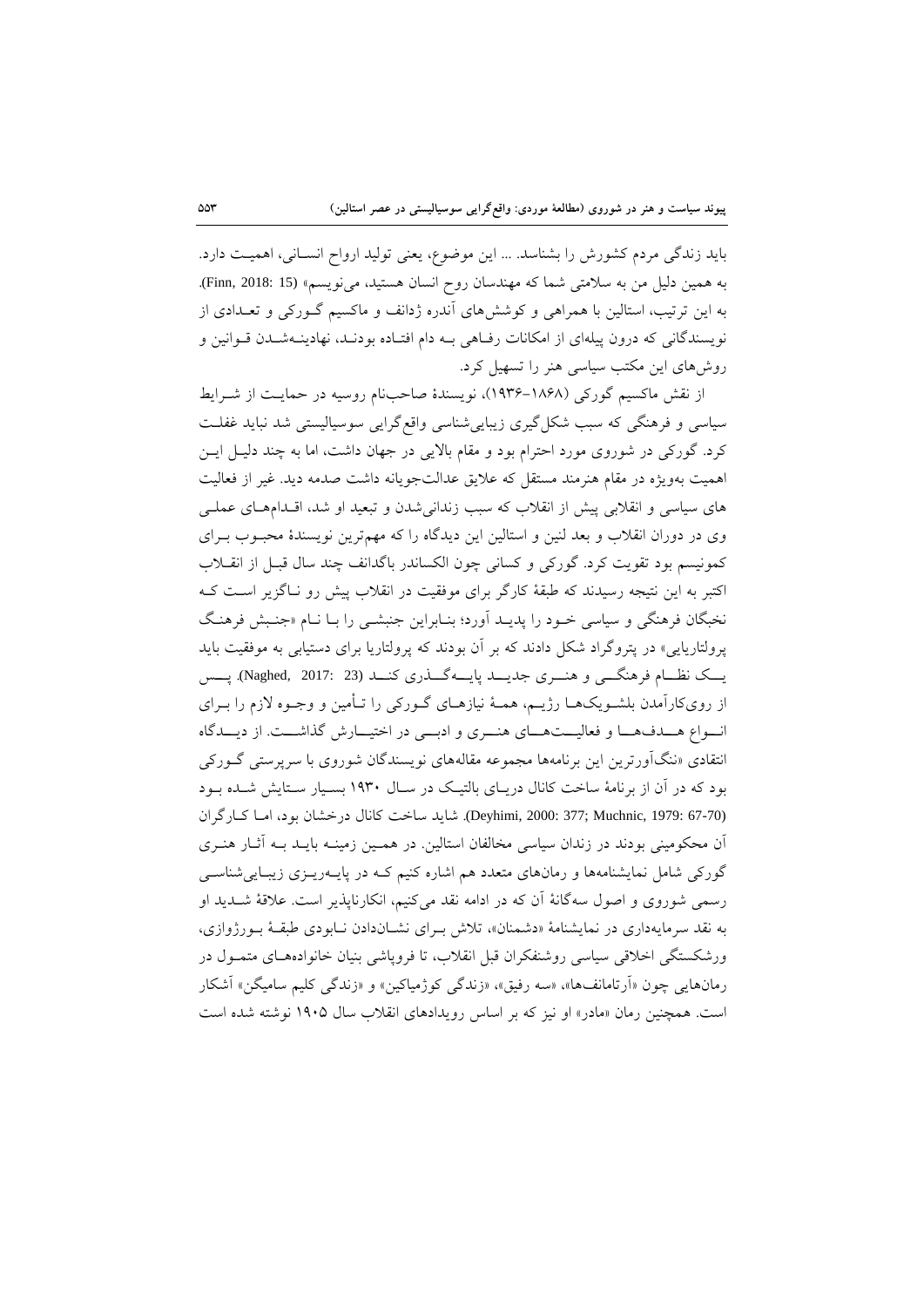باید زندگی مردم کشورش را بشناسد. ... این موضوع، یعنی تولید ارواح انسانی، اهمیت دارد. به همین دلیل من به سلامتی شما که مهندسان روح انسان هستید، می‌نویسم» (Finn, 2018: 15). به این ترتیب، استالین با همراهی و کوشش‌های آندره ژدانف و ماکسیم گورکی و تعدادی از نویسندگانی که درون پیله‌ای از امکانات رفاهی به دام افتاده بودند، نهادینه‌شدن قوانین و روش‌های این مکتب سیاسی هنر را تسهیل کرد.

از نقش ماکسیم گورکی (۱۸۶۸–۱۹۳۶)، نویسندهٔ صاحب‌نام روسیه در حمایت از شرایط سیاسی و فرهنگی که سبب شکل‌گیری زیبایی‌شناسی واقع‌گرایی سوسیالیستی شد نباید غفلت کرد. گورکی در شوروی مورد احترام بود و مقام بالایی در جهان داشت، اما به چند دلیل این اهمیت به‌ویژه در مقام هنرمند مستقل که علایق عدالت‌جویانه داشت صدمه دید. غیر از فعالیت های سیاسی و انقلابی پیش از انقلاب که سبب زندانی‌شدن و تبعید او شد، اقدام‌های عملی وی در دوران انقلاب و بعد لنین و استالین این دیدگاه را که مهم‌ترین نویسندهٔ محبوب برای کمونیسم بود تقویت کرد. گورکی و کسانی چون الکساندر باگدانف چند سال قبل از انقلاب اکتبر به این نتیجه رسیدند که طبقهٔ کارگر برای موفقیت در انقلاب پیش رو ناگزیر است که نخبگان فرهنگی و سیاسی خود را پدید آورد؛ بنابراین جنبشی را با نام «جنبش فرهنگ پرولتاریایی» در پتروگراد شکل دادند که بر آن بودند که پرولتاریا برای دستیابی به موفقیت باید یک نظام فرهنگی و هنری جدید پایه‌گذاری کند (Naghed, 2017: 23). پس از روی‌کارآمدن بلشویک‌ها رژیم، همهٔ نیازهای گورکی را تأمین و وجوه لازم را برای انواع هدف‌ها و فعالیت‌های هنری و ادبی در اختیارش گذاشت. از دیدگاه انتقادی «ننگ‌آورترین این برنامه‌ها مجموعه مقاله‌های نویسندگان شوروی با سرپرستی گورکی بود که در آن از برنامهٔ ساخت کانال دریای بالتیک در سال ۱۹۳۰ بسیار ستایش شده بود (Deyhimi, 2000: 377; Muchnic, 1979: 67-70). شاید ساخت کانال درخشان بود، اما کارگران آن محکومینی بودند در زندان سیاسی مخالفان استالین. در همین زمینه باید به آثار هنری گورکی شامل نمایشنامه‌ها و رمان‌های متعدد هم اشاره کنیم که در پایه‌ریزی زیبایی‌شناسی رسمی شوروی و اصول سه‌گانهٔ آن که در ادامه نقد می‌کنیم، انکارناپذیر است. علاقهٔ شدید او به نقد سرمایه‌داری در نمایشنامهٔ «دشمنان»، تلاش برای نشان‌دادن نابودی طبقهٔ بورژوازی، ورشکستگی اخلاقی سیاسی روشنفکران قبل انقلاب، تا فروپاشی بنیان خانواده‌های متمول در رمان‌هایی چون «آرتامانف‌ها»، «سه رفیق»، «زندگی کوژمیاکین» و «زندگی کلیم سامیگن» آشکار است. همچنین رمان «مادر» او نیز که بر اساس رویدادهای انقلاب سال ۱۹۰۵ نوشته شده است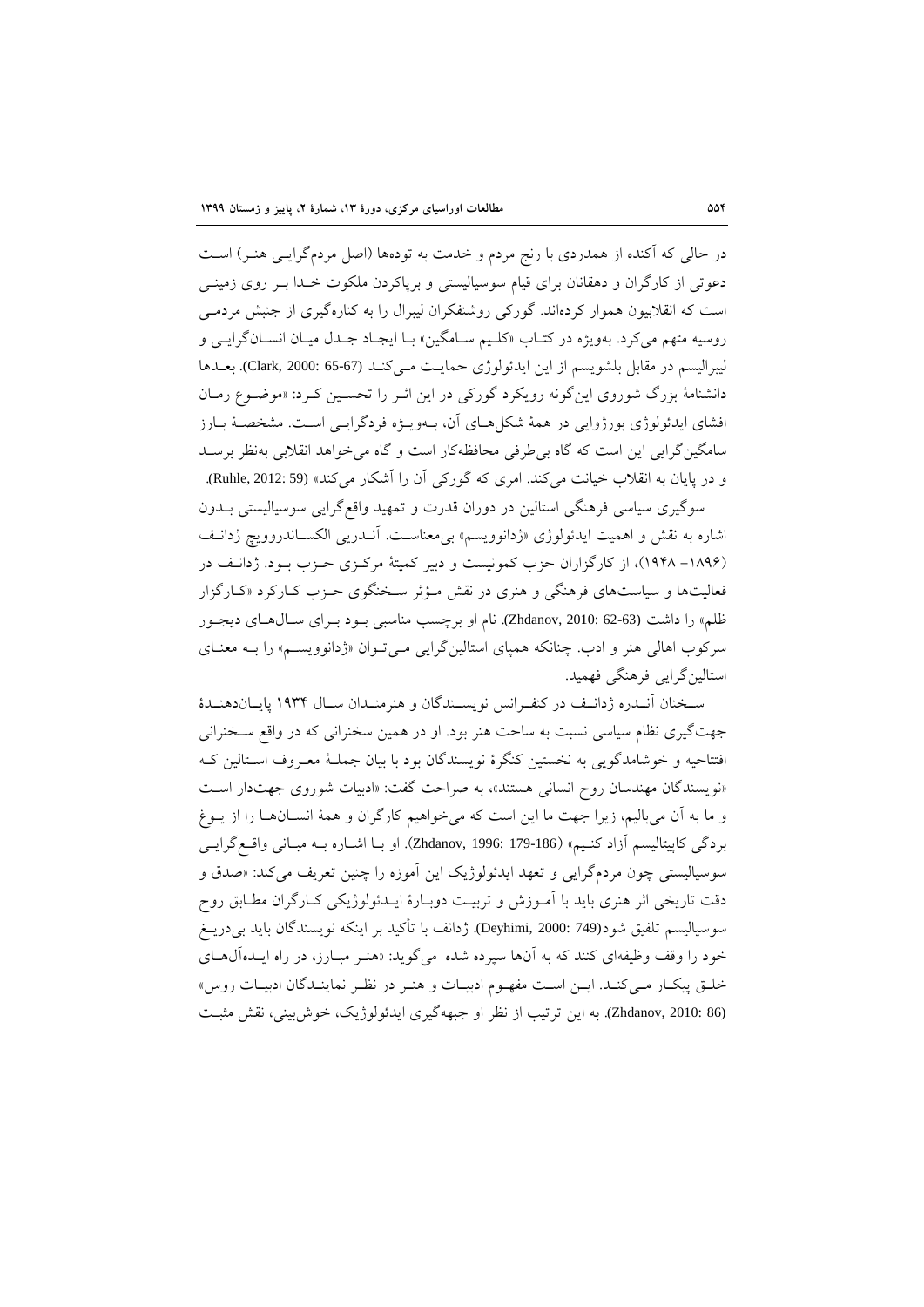در حالی که آکنده از همدردی با رنج مردم و خدمت به توده‌ها (اصل مردم‌گرایی هنر) است دعوتی از کارگران و دهقانان برای قیام سوسیالیستی و برپاکردن ملکوت خدا بر روی زمینی است که انقلابیون هموار کرده‌اند. گورکی روشنفکران لیبرال را به کناره‌گیری از جنبش مردمی روسیه متهم می‌کرد. به‌ویژه در کتاب «کلیم سامگین» با ایجاد جدل میان انسان‌گرایی و لیبرالیسم در مقابل بلشویسم از این ایدئولوژی حمایت می‌کند (Clark, 2000: 65-67). بعدها دانشنامهٔ بزرگ شوروی این‌گونه رویکرد گورکی در این اثر را تحسین کرد: «موضوع رمان افشای ایدئولوژی بورژوایی در همهٔ شکل‌های آن، به‌ویژه فردگرایی است. مشخصهٔ بارز سامگین‌گرایی این است که گاه بی‌طرفی محافظه‌کار است و گاه می‌خواهد انقلابی به‌نظر برسد و در پایان به انقلاب خیانت می‌کند. امری که گورکی آن را آشکار می‌کند» (Ruhle, 2012: 59).

سوگیری سیاسی فرهنگی استالین در دوران قدرت و تمهید واقع‌گرایی سوسیالیستی بدون اشاره به نقش و اهمیت ایدئولوژی «ژدانوویسم» بی‌معناست. آندریی الکساندروویچ ژدانف (۱۸۹۶–۱۹۴۸)، از کارگزاران حزب کمونیست و دبیر کمیتهٔ مرکزی حزب بود. ژدانف در فعالیت‌ها و سیاست‌های فرهنگی و هنری در نقش مؤثر سخنگوی حزب کارکرد «کارگزار ظلم» را داشت (Zhdanov, 2010: 62-63). نام او برچسب مناسبی بود برای سال‌های دیجور سرکوب اهالی هنر و ادب. چنانکه همپای استالین‌گرایی می‌توان «ژدانوویسم» را به معنای استالین‌گرایی فرهنگی فهمید.

سخنان آندره ژدانف در کنفرانس نویسندگان و هنرمندان سال ۱۹۳۴ پایان‌دهندهٔ جهت‌گیری نظام سیاسی نسبت به ساحت هنر بود. او در همین سخنرانی که در واقع سخنرانی افتتاحیه و خوشامدگویی به نخستین کنگرهٔ نویسندگان بود با بیان جملهٔ معروف استالین که «نویسندگان مهندسان روح انسانی هستند»، به صراحت گفت: «ادبیات شوروی جهت‌دار است و ما به آن می‌بالیم، زیرا جهت ما این است که می‌خواهیم کارگران و همهٔ انسان‌ها را از یوغ بردگی کاپیتالیسم آزاد کنیم» (Zhdanov, 1996: 179-186). او با اشاره به مبانی واقع‌گرایی سوسیالیستی چون مردم‌گرایی و تعهد ایدئولوژیک این آموزه را چنین تعریف می‌کند: «صدق و دقت تاریخی اثر هنری باید با آموزش و تربیت دوبارهٔ ایدئولوژیکی کارگران مطابق روح سوسیالیسم تلفیق شود(Deyhimi, 2000: 749). ژدانف با تأکید بر اینکه نویسندگان باید بی‌دریغ خود را وقف وظیفه‌ای کنند که به آن‌ها سپرده شده می‌گوید: «هنر مبارز، در راه ایده‌آل‌های خلق پیکار می‌کند. این است مفهوم ادبیات و هنر در نظر نمایندگان ادبیات روس» (Zhdanov, 2010: 86). به این ترتیب از نظر او جبهه‌گیری ایدئولوژیک، خوش‌بینی، نقش مثبت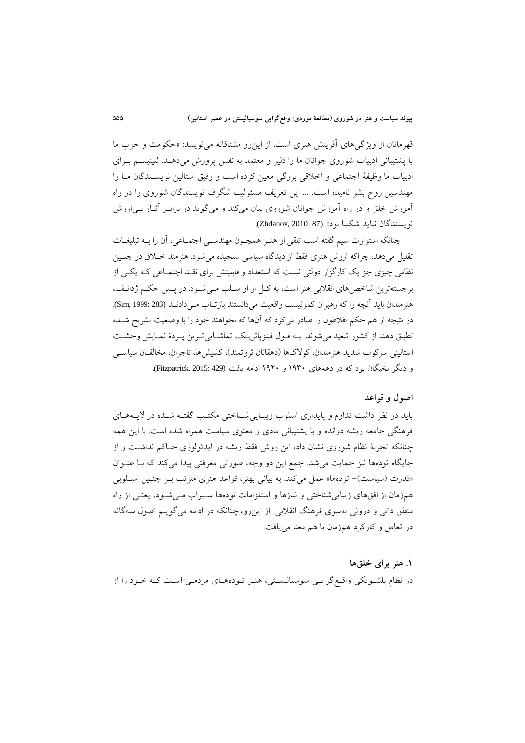قهرمانان از ویژگی‌های آفرینش هنری است. از این‌رو مشتاقانه می‌نویسد: «حکومت و حزب ما با پشتیبانی ادبیات شوروی جوانان ما را دلیر و معتمد به نفس پرورش می‌دهـد. لنینیسـم بـرای ادبیات ما وظیفهٔ اجتماعی و اخلاقی بزرگی معین کرده است و رفیق استالین نویسـندگان مـا را مهندسین روح بشر نامیده است. ... این تعریف مسئولیت شگرف نویسندگان شوروی را در راه آموزش خلق و در راه آموزش جوانان شوروی بیان می‌کند و می‌گوید در برابـر آثـار بـی‌ارزش نویسندگان نباید شکیبا بود» (Zhdanov, 2010: 87).

چنانکه استوارت سیم گفته است تلقی از هنـر همچـون مهندسـی اجتمـاعی، آن را بـه تبلیغـات تقلیل می‌دهد، چراکه ارزش هنری فقط از دیدگاه سیاسی سنجیده می‌شود. هنرمند خـلاق در چنـین نظامی چیزی جز یک کارگزار دولتی نیست که استعداد و قابلیتش برای نقـد اجتمـاعی کـه یکـی از برجسته‌ترین شاخص‌های انقلابی هنر است، به کـل از او سـلب مـی‌شـود. در پـس حکـم ژدانـف، هنرمندان باید آنچه را که رهبران کمونیست واقعیت می‌دانستند بازتـاب مـی‌دادنـد (Sim, 1999: 283). در نتیجه او هم حکم افلاطون را صادر می‌کرد که آن‌ها که نخواهند خود را با وضعیت تشریح شـده تطبیق دهند از کشور تبعید می‌شوند. بـه قـول فیتزپاتریـک، تماشـایی‌تـرین پـردهٔ نمـایش وحشـت استالینی سرکوب شدید هنرمندان، کولاک‌ها (دهقانان ثروتمند)، کشیش‌ها، تاجران، مخالفـان سیاسـی و دیگر نخبگان بود که در دهه‌های ۱۹۳۰ و ۱۹۴۰ ادامه یافت (Fitzpatrick, 2015: 429).

## اصول و قواعد

باید در نظر داشت تداوم و پایداری اسلوب زیبـایی‌شـناختی مکتـب گفتـه شـده در لایـه‌هـای فرهنگی جامعه ریشه دوانده و با پشتیبانی مادی و معنوی سیاست همراه شده است. با این همه چنانکه تجربهٔ نظام شوروی نشان داد، این روش فقط ریشه در ایدئولوژی حـاکم نداشـت و از جایگاه توده‌ها نیز حمایت می‌شد. جمع این دو وجه، صورتی معرفتی پیدا می‌کند که بـا عنـوان «قدرت (سیاست)– توده‌ها» عمل می‌کند. به بیانی بهتر، قواعد هنری مترتب بـر چنـین اسـلوبی هم‌زمان از افق‌های زیبایی‌شناختی و نیازها و استلزامات توده‌ها سـیراب مـی‌شـود، یعنـی از راه منطق ذاتی و درونی به‌سوی فرهنگ انقلابی. از این‌رو، چنانکه در ادامه می‌گوییم اصول سه‌گانه در تعامل و کارکرد هم‌زمان با هم معنا می‌یافت.

### ۱. هنر برای خلق‌ها

در نظام بلشـویکی واقـع‌گرایـی سوسیالیسـتی، هنـر تـوده‌هـای مردمـی اسـت کـه خـود را از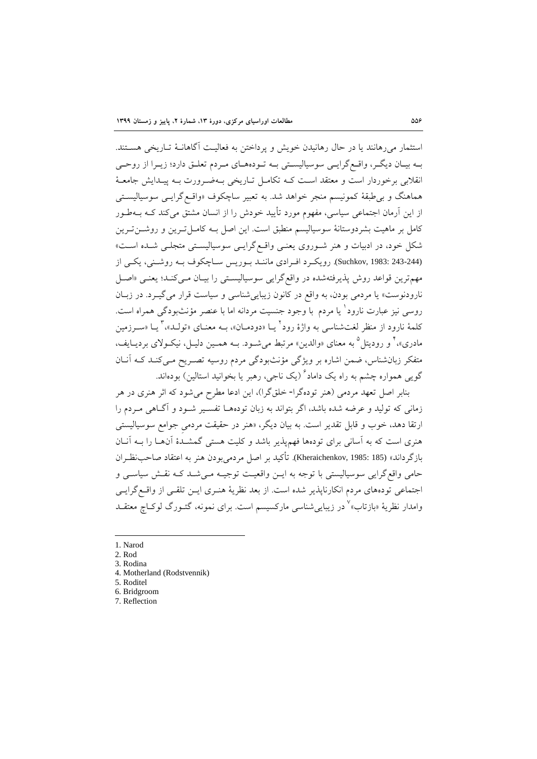استثمار می‌رهانند یا در حال رهانیدن خویش و پرداختن به فعالیت آگاهانهٔ تاریخی هستند. به بیان دیگر، واقع‌گرایی سوسیالیستی به توده‌های مردم تعلق دارد؛ زیرا از روحی انقلابی برخوردار است و معتقد است که تکامل تاریخی به‌ضرورت به پیدایش جامعهٔ هماهنگ و بی‌طبقهٔ کمونیسم منجر خواهد شد. به تعبیر ساچکوف «واقع‌گرایی سوسیالیستی از این آرمان اجتماعی سیاسی، مفهوم مورد تأیید خودش را از انسان مشتق می‌کند که به‌طور کامل بر ماهیت بشردوستانهٔ سوسیالیسم منطبق است. این اصل به کامل‌ترین و روشن‌ترین شکل خود، در ادبیات و هنر شوروی یعنی واقع‌گرایی سوسیالیستی متجلی شده است» (Suchkov, 1983: 243-244). رویکرد افرادی مانند بوریس ساچکوف به روشنی، یکی از مهم‌ترین قواعد روش پذیرفته‌شده در واقع‌گرایی سوسیالیستی را بیان می‌کند؛ یعنی «اصل نارودنوست» یا مردمی بودن، به واقع در کانون زیبایی‌شناسی و سیاست قرار می‌گیرد. در زبان روسی نیز عبارت نارود[1] یا مردم با وجود جنسیت مردانه اما با عنصر مؤنث‌بودگی همراه است. کلمهٔ نارود از منظر لغت‌شناسی به واژهٔ رود[2] یا «دودمان»، به معنای «تولد»،[3] یا «سرزمین مادری»،[4] و رودیتل[5] به معنای «والدین» مرتبط می‌شود. به همین دلیل، نیکولای بردیایف، متفکر زبان‌شناس، ضمن اشاره بر ویژگی مؤنث‌بودگی مردم روسیه تصریح می‌کند که آنان گویی همواره چشم به راه یک داماد[6] (یک ناجی، رهبر یا بخوانید استالین) بوده‌اند.

بنابر اصل تعهد مردمی (هنر توده‌گرا- خلق‌گرا)، این ادعا مطرح می‌شود که اثر هنری در هر زمانی که تولید و عرضه شده باشد، اگر بتواند به زبان توده‌ها تفسیر شود و آگاهی مردم را ارتقا دهد، خوب و قابل تقدیر است. به بیان دیگر، «هنر در حقیقت مردمیِ جوامع سوسیالیستی هنری است که به آسانی برای توده‌ها فهم‌پذیر باشد و کلیت هستی گمشدهٔ آن‌ها را به آنان بازگرداند» (Kheraichenkov, 1985: 185). تأکید بر اصل مردمی‌بودن هنر به اعتقاد صاحب‌نظران حامی واقع‌گرایی سوسیالیستی با توجه به این واقعیت توجیه می‌شد که نقش سیاسی و اجتماعی توده‌های مردم انکارناپذیر شده است. از بعد نظریهٔ هنری این تلقی از واقع‌گرایی وامدار نظریهٔ «بازتاب»[7] در زیبایی‌شناسی مارکسیسم است. برای نمونه، گئورگ لوکاچ معتقد

---

1. Narod
2. Rod
3. Rodina
4. Motherland (Rodstvennik)
5. Roditel
6. Bridgroom
7. Reflection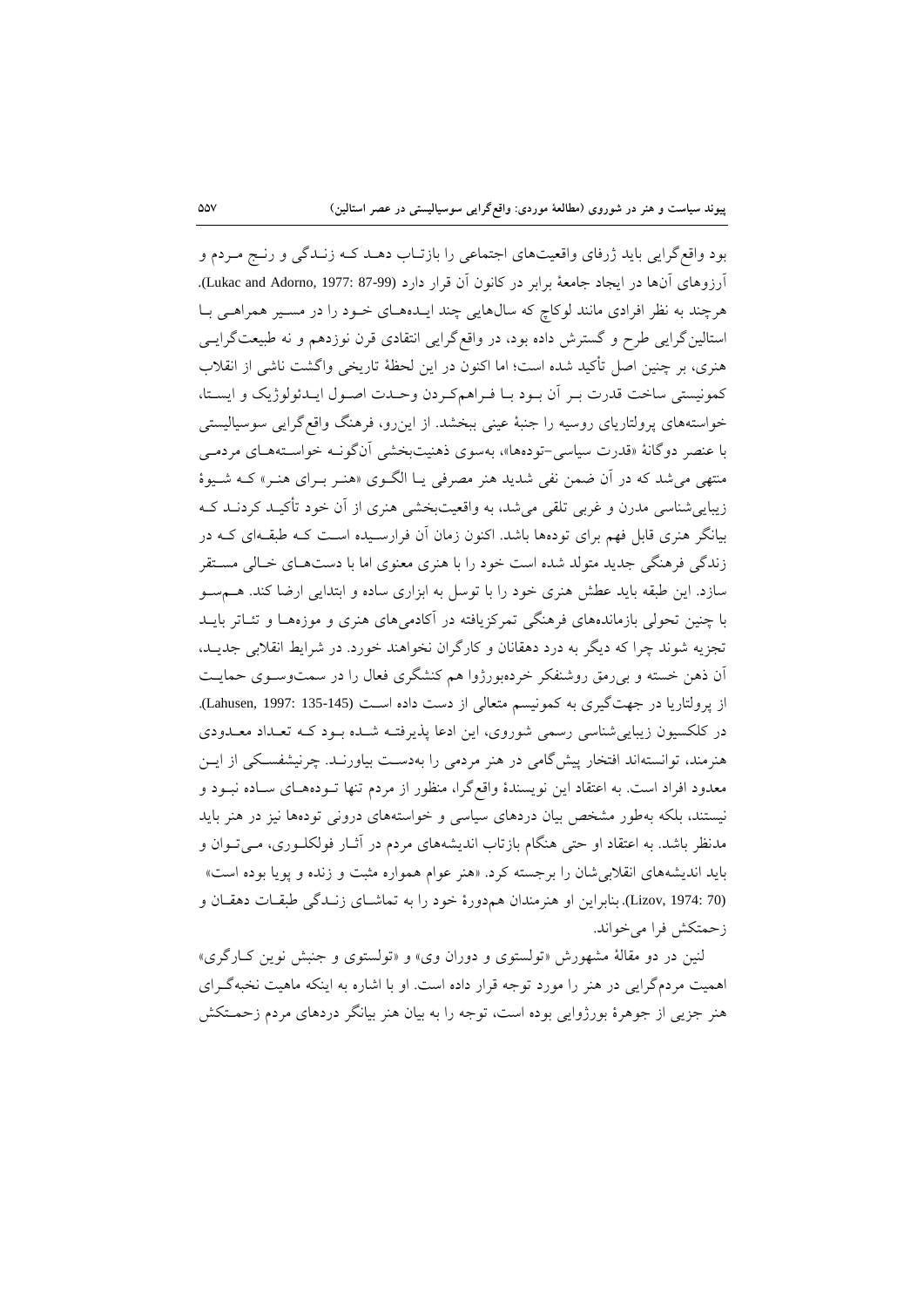بود واقع‌گرایی باید ژرفای واقعیت‌های اجتماعی را بازتاب دهد که زندگی و رنج مردم و آرزوهای آن‌ها در ایجاد جامعهٔ برابر در کانون آن قرار دارد (Lukac and Adorno, 1977: 87-99). هرچند به نظر افرادی مانند لوکاچ که سال‌هایی چند ایده‌های خود را در مسیر همراهی با استالین‌گرایی طرح و گسترش داده بود، در واقع‌گرایی انتقادی قرن نوزدهم و نه طبیعت‌گرایی هنری، بر چنین اصل تأکید شده است؛ اما اکنون در این لحظهٔ تاریخی واگشت ناشی از انقلاب کمونیستی ساخت قدرت بر آن بود با فراهم‌کردن وحدت اصول ایدئولوژیک و ایستا، خواسته‌های پرولتاریای روسیه را جنبهٔ عینی ببخشد. از این‌رو، فرهنگ واقع‌گرایی سوسیالیستی با عنصر دوگانهٔ «قدرت سیاسی-توده‌ها»، به‌سوی ذهنیت‌بخشی آن‌گونه خواسته‌های مردمی منتهی می‌شد که در آن ضمن نفی شدید هنر مصرفی یا الگوی «هنر برای هنر» که شیوهٔ زیبایی‌شناسی مدرن و غربی تلقی می‌شد، به واقعیت‌بخشی هنری از آن خود تأکید کردند که بیانگر هنری قابل فهم برای توده‌ها باشد. اکنون زمان آن فرارسیده است که طبقه‌ای که در زندگی فرهنگی جدید متولد شده است خود را با هنری معنوی اما با دست‌های خالی مستقر سازد. این طبقه باید عطش هنری خود را با توسل به ابزاری ساده و ابتدایی ارضا کند. هم‌سو با چنین تحولی بازمانده‌های فرهنگی تمرکزیافته در آکادمی‌های هنری و موزه‌ها و تئاتر باید تجزیه شوند چرا که دیگر به درد دهقانان و کارگران نخواهند خورد. در شرایط انقلابی جدید، آن ذهن خسته و بی‌رمق روشنفکر خرده‌بورژوا هم کنشگری فعال را در سمت‌وسوی حمایت از پرولتاریا در جهت‌گیری به کمونیسم متعالی از دست داده است (Lahusen, 1997: 135-145). در کلکسیون زیبایی‌شناسی رسمی شوروی، این ادعا پذیرفته شده بود که تعداد معدودی هنرمند، توانسته‌اند افتخار پیش‌گامی در هنر مردمی را به‌دست بیاورند. چرنیشفسکی از این معدود افراد است. به اعتقاد این نویسندهٔ واقع‌گرا، منظور از مردم تنها توده‌های ساده نبود و نیستند، بلکه به‌طور مشخص بیان دردهای سیاسی و خواسته‌های درونی توده‌ها نیز در هنر باید مدنظر باشد. به اعتقاد او حتی هنگام بازتاب اندیشه‌های مردم در آثار فولکلوری، می‌توان و باید اندیشه‌های انقلابی‌شان را برجسته کرد. «هنر عوام همواره مثبت و زنده و پویا بوده است» (Lizov, 1974: 70). بنابراین او هنرمندان هم‌دورهٔ خود را به تماشای زندگی طبقات دهقان و زحمتکش فرا می‌خواند.

لنین در دو مقالهٔ مشهورش «تولستوی و دوران وی» و «تولستوی و جنبش نوین کارگری» اهمیت مردم‌گرایی در هنر را مورد توجه قرار داده است. او با اشاره به اینکه ماهیت نخبه‌گرای هنر جزیی از جوهرهٔ بورژوایی بوده است، توجه را به بیان هنر بیانگر دردهای مردم زحمتکش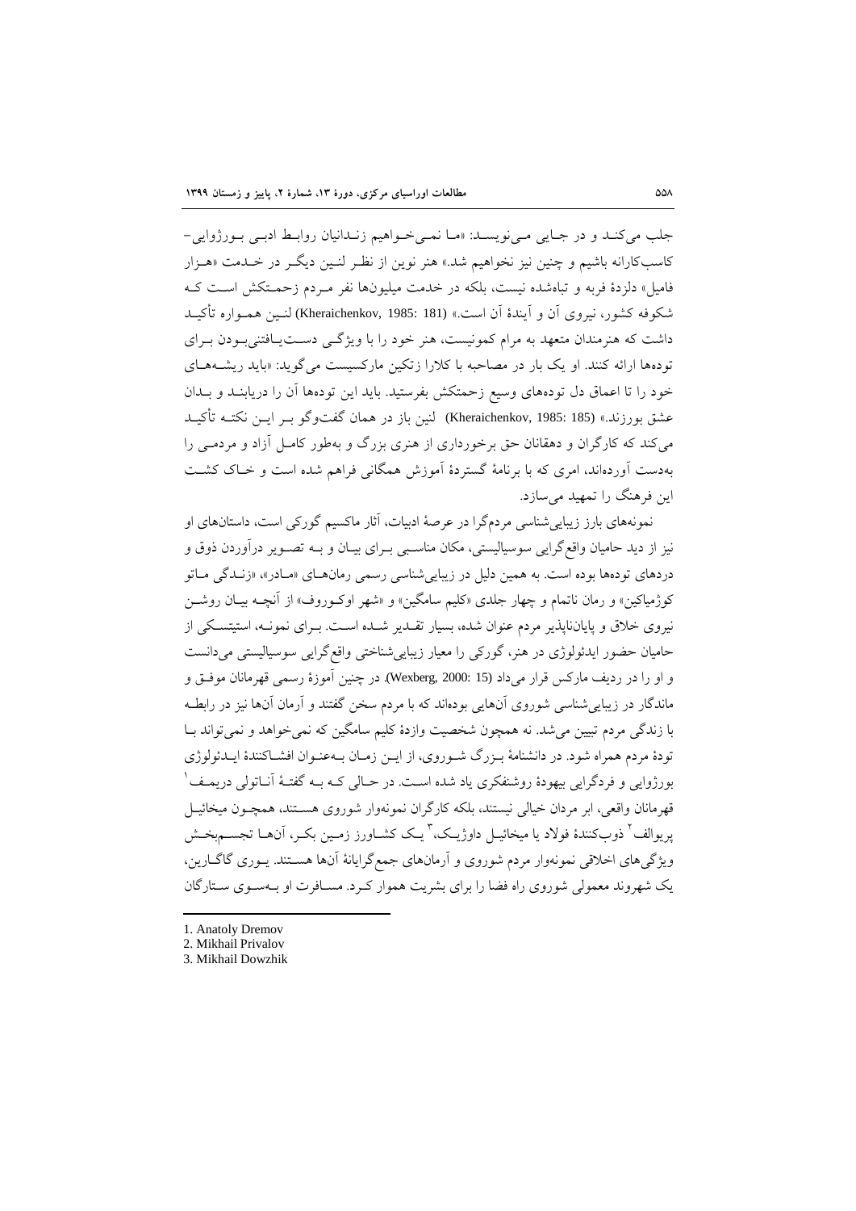جلب می‌کند و در جایی می‌نویسد: «ما نمی‌خواهیم زندانیان روابط ادبی بورژوایی–کاسب‌کارانه باشیم و چنین نیز نخواهیم شد.» هنر نوین از نظر لنین دیگر در خدمت «هزار فامیل» دلزدهٔ فربه و تباه‌شده نیست، بلکه در خدمت میلیون‌ها نفر مردم زحمتکش است که شکوفه کشور، نیروی آن و آیندهٔ آن است.» (Kheraichenkov, 1985: 181) لنین همواره تأکید داشت که هنرمندان متعهد به مرام کمونیست، هنر خود را با ویژگی دست‌یافتنی‌بودن برای توده‌ها ارائه کنند. او یک بار در مصاحبه با کلارا زتکین مارکسیست می‌گوید: «باید ریشه‌های خود را تا اعماق دل توده‌های وسیع زحمتکش بفرستید. باید این توده‌ها آن را دریابند و بدان عشق بورزند.» (Kheraichenkov, 1985: 185) لنین باز در همان گفت‌وگو بر این نکته تأکید می‌کند که کارگران و دهقانان حق برخورداری از هنری بزرگ و به‌طور کامل آزاد و مردمی را به‌دست آورده‌اند، امری که با برنامهٔ گستردهٔ آموزش همگانی فراهم شده است و خاک کشت این فرهنگ را تمهید می‌سازد.

نمونه‌های بارز زیبایی‌شناسی مردم‌گرا در عرصهٔ ادبیات، آثار ماکسیم گورکی است، داستان‌های او نیز از دید حامیان واقع‌گرایی سوسیالیستی، مکان مناسبی برای بیان و به تصویر درآوردن ذوق و دردهای توده‌ها بوده است. به همین دلیل در زیبایی‌شناسی رسمی رمان‌های «مادر»، «زندگی ماتو کوژمیاکین» و رمان ناتمام و چهار جلدی «کلیم سامگین» و «شهر اوکوروف» از آنچه بیان روشن نیروی خلاق و پایان‌ناپذیر مردم عنوان شده، بسیار تقدیر شده است. برای نمونه، استیتسکی از حامیان حضور ایدئولوژی در هنر، گورکی را معیار زیبایی‌شناختی واقع‌گرایی سوسیالیستی می‌دانست و او را در ردیف مارکس قرار می‌داد (Wexberg, 2000: 15). در چنین آموزهٔ رسمی قهرمانان موفق و ماندگار در زیبایی‌شناسی شوروی آن‌هایی بوده‌اند که با مردم سخن گفتند و آرمان آن‌ها نیز در رابطه با زندگی مردم تبیین می‌شد. نه همچون شخصیت وازدهٔ کلیم سامگین که نمی‌خواهد و نمی‌تواند با تودهٔ مردم همراه شود. در دانشنامهٔ بزرگ شوروی، از این زمان به‌عنوان افشاکنندهٔ ایدئولوژی بورژوایی و فردگرایی بیهودهٔ روشنفکری یاد شده است. در حالی که به گفتهٔ آناتولی دریمف[1] قهرمانان واقعی، ابر مردان خیالی نیستند، بلکه کارگران نمونه‌وار شوروی هستند، همچون میخائیل پریوالف[2] ذوب‌کنندهٔ فولاد یا میخائیل داوژیک،[3] یک کشاورز زمین بکر، آن‌ها تجسم‌بخش ویژگی‌های اخلاقی نمونه‌وار مردم شوروی و آرمان‌های جمع‌گرایانهٔ آن‌ها هستند. یوری گاگارین، یک شهروند معمولی شوروی راه فضا را برای بشریت هموار کرد. مسافرت او به‌سوی ستارگان

---

1. Anatoly Dremov
2. Mikhail Privalov
3. Mikhail Dowzhik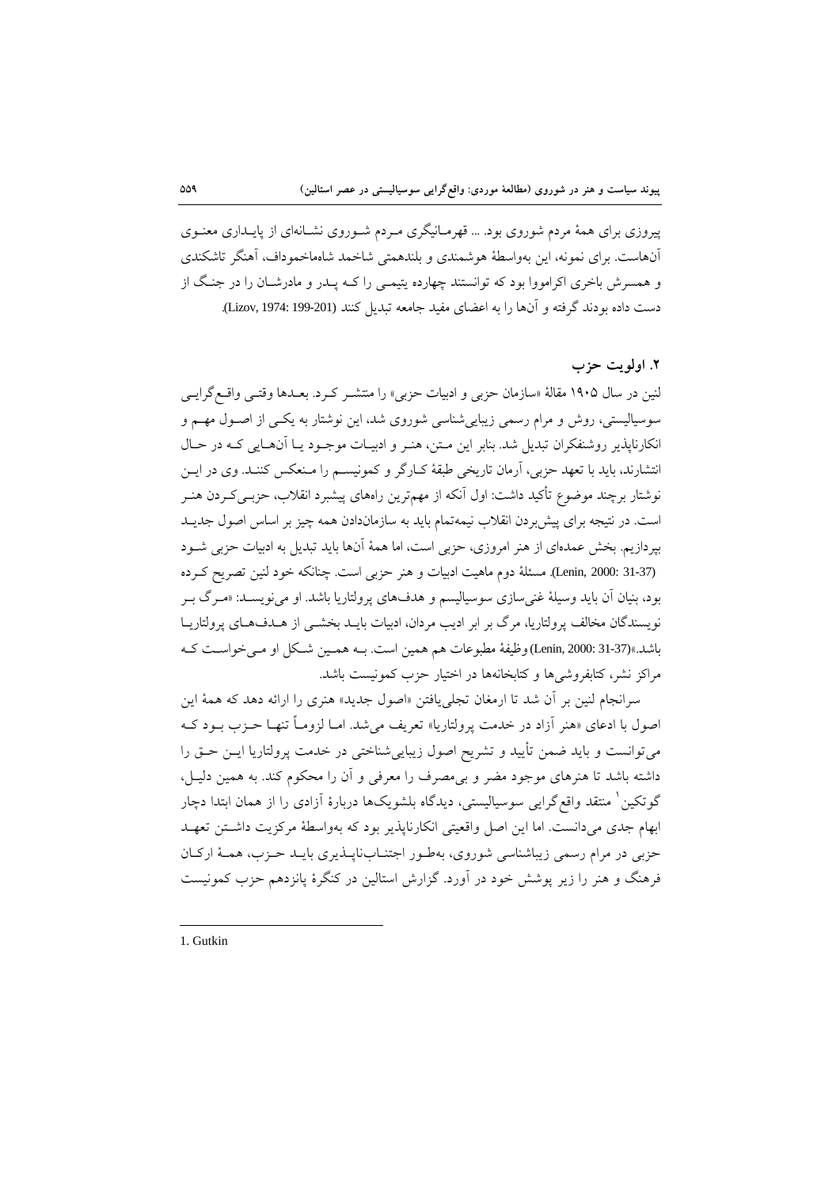پیروزی برای همهٔ مردم شوروی بود. ... قهرمانیگری مردم شوروی نشانه‌ای از پایداری معنوی آن‌هاست. برای نمونه، این به‌واسطهٔ هوشمندی و بلندهمتی شاخمد شاه‌ماخموداف، آهنگر تاشکندی و همسرش باخری اکراموفا بود که توانستند چهارده یتیمی را کـه پـدر و مادرشـان را در جنـگ از دست داده بودند گرفته و آن‌ها را به اعضای مفید جامعه تبدیل کنند (Lizov, 1974: 199-201).

## ۲. اولویت حزب

لنین در سال ۱۹۰۵ مقالهٔ «سازمان حزبی و ادبیات حزبی» را منتشـر کـرد. بعـدها وقتـی واقـع‌گرایـی سوسیالیستی، روش و مرام رسمی زیبایی‌شناسی شوروی شد، این نوشتار به یکـی از اصـول مهـم و انکارناپذیر روشنفکران تبدیل شد. بنابر این مـتن، هنـر و ادبیـات موجـود یـا آن‌هـایی کـه در حـال انتشارند، باید با تعهد حزبی، آرمان تاریخی طبقهٔ کـارگر و کمونیسـم را مـنعکس کننـد. وی در ایـن نوشتار برچند موضوع تأکید داشت: اول آنکه از مهم‌ترین راه‌های پیشبرد انقلاب، حزبـی‌کـردن هنـر است. در نتیجه برای پیش‌بردن انقلاب نیمه‌تمام باید به سازمان‌دادن همه چیز بر اساس اصول جدیـد بپردازیم. بخش عمده‌ای از هنر امروزی، حزبی است، اما همهٔ آن‌ها باید تبدیل به ادبیات حزبی شـود (Lenin, 2000: 31-37). مسئلهٔ دوم ماهیت ادبیات و هنر حزبی است. چنانکه خود لنین تصریح کـرده بود، بنیان آن باید وسیلهٔ غنی‌سازی سوسیالیسم و هدف‌های پرولتاریا باشد. او می‌نویسـد: «مـرگ بـر نویسندگان مخالف پرولتاریا، مرگ بر ابر ادیب مردان، ادبیات بایـد بخشـی از هـدف‌هـای پرولتاریـا باشد.»(Lenin, 2000: 31-37) وظیفهٔ مطبوعات هم همین است. بـه همـین شـکل او مـی‌خواسـت کـه مراکز نشر، کتابفروشی‌ها و کتابخانه‌ها در اختیار حزب کمونیست باشد.

سرانجام لنین بر آن شد تا ارمغان تجلی‌یافتن «اصول جدید» هنری را ارائه دهد که همهٔ این اصول با ادعای «هنر آزاد در خدمت پرولتاریا» تعریف می‌شد. امـا لزومـاً تنهـا حـزب بـود کـه می‌توانست و باید ضمن تأیید و تشریح اصول زیبایی‌شناختی در خدمت پرولتاریا ایـن حـق را داشته باشد تا هنرهای موجود مضر و بی‌مصرف را معرفی و آن را محکوم کند. به همین دلیـل، گوتکین[1] منتقد واقع‌گرایی سوسیالیستی، دیدگاه بلشویک‌ها دربارهٔ آزادی را از همان ابتدا دچار ابهام جدی می‌دانست. اما این اصل واقعیتی انکارناپذیر بود که به‌واسطهٔ مرکزیت داشـتن تعهـد حزبی در مرام رسمی زیباشناسی شوروی، به‌طـور اجتنـاب‌ناپـذیری بایـد حـزب، همـهٔ ارکـان فرهنگ و هنر را زیر پوشش خود در آورد. گزارش استالین در کنگرهٔ پانزدهم حزب کمونیست

---

1. Gutkin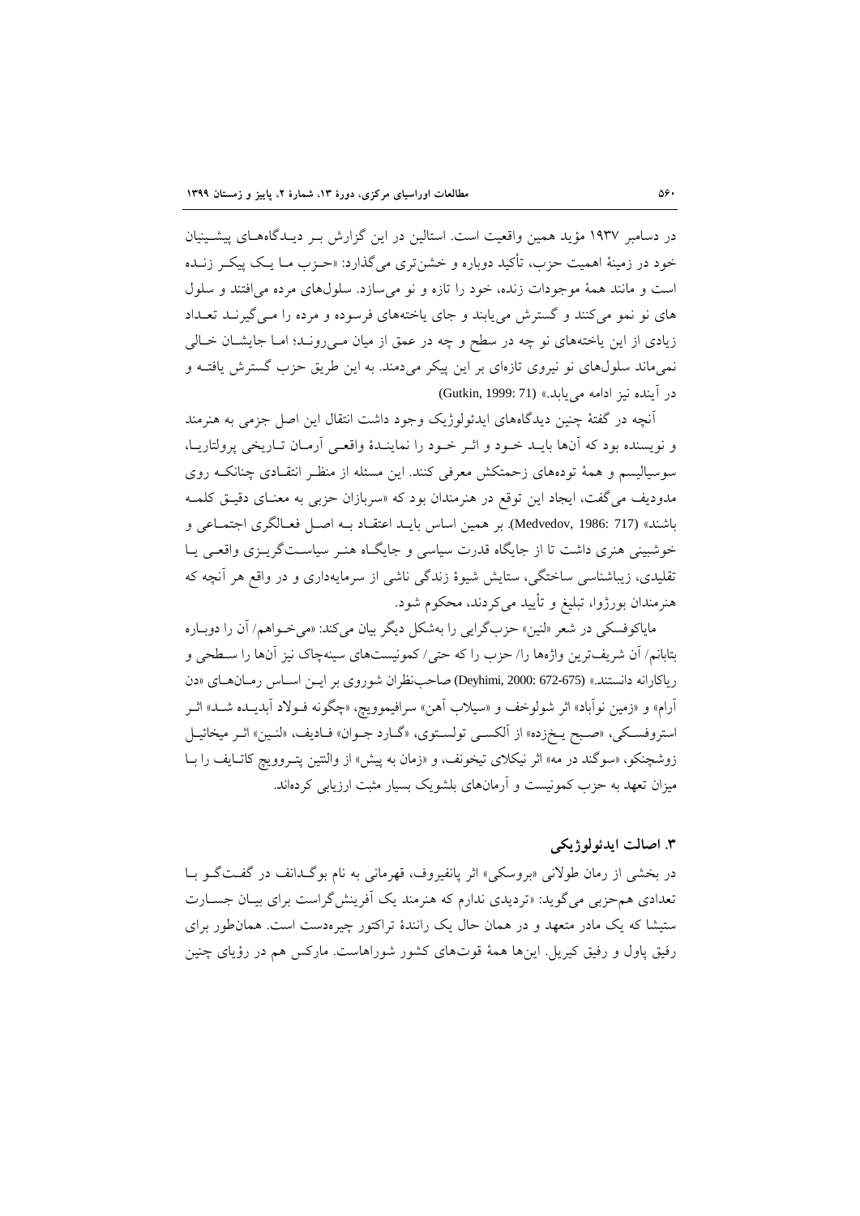در دسامبر ۱۹۳۷ مؤید همین واقعیت است. استالین در این گزارش بر دیدگاه‌های پیشینیان خود در زمینهٔ اهمیت حزب، تأکید دوباره و خشن‌تری می‌گذارد: «حزب ما یک پیکر زنده است و مانند همهٔ موجودات زنده، خود را تازه و نو می‌سازد. سلول‌های مرده می‌افتند و سلول های نو نمو می‌کنند و گسترش می‌یابند و جای یاخته‌های فرسوده و مرده را می‌گیرند تعداد زیادی از این یاخته‌های نو چه در سطح و چه در عمق از میان می‌روند؛ اما جایشان خالی نمی‌ماند سلول‌های نو نیروی تازه‌ای بر این پیکر می‌دمند. به این طریق حزب گسترش یافته و در آینده نیز ادامه می‌یابد.» (Gutkin, 1999: 71)

آنچه در گفتهٔ چنین دیدگاه‌های ایدئولوژیک وجود داشت انتقال این اصل جزمی به هنرمند و نویسنده بود که آنها باید خود و اثر خود را نمایندهٔ واقعی آرمان تاریخی پرولتاریا، سوسیالیسم و همهٔ توده‌های زحمتکش معرفی کنند. این مسئله از منظر انتقادی چنانکه روی مدودیف می‌گفت، ایجاد این توقع در هنرمندان بود که «سربازان حزبی به معنای دقیق کلمه باشند» (Medvedov, 1986: 717). بر همین اساس باید اعتقاد به اصل فعالگری اجتماعی و خوشبینی هنری داشت تا از جایگاه قدرت سیاسی و جایگاه هنر سیاست‌گریزی واقعی یا تقلیدی، زیباشناسی ساختگی، ستایش شیوهٔ زندگی ناشی از سرمایه‌داری و در واقع هر آنچه که هنرمندان بورژوا، تبلیغ و تأیید می‌کردند، محکوم شود.

مایاکوفسکی در شعر «لنین» حزب‌گرایی را به‌شکل دیگر بیان می‌کند: «می‌خواهم/ آن را دوباره بتابانم/ آن شریف‌ترین واژه‌ها را/ حزب را که حتی/ کمونیست‌های سینه‌چاک نیز آن‌ها را سطحی و ریاکارانه دانستند.» (Deyhimi, 2000: 672-675) صاحب‌نظران شوروی بر این اساس رمان‌های «دن آرام» و «زمین نوآباد» اثر شولوخف و «سیلاب آهن» سرافیموویچ، «چگونه فولاد آبدیده شد» اثر استروفسکی، «صبح یخ‌زده» از آلکسی تولستوی، «گارد جوان» فادیف، «لنین» اثر میخائیل زوشچنکو، «سوگند در مه» اثر نیکلای تیخونف، و «زمان به پیش» از والنتین پتروویچ کاتایف را با میزان تعهد به حزب کمونیست و آرمان‌های بلشویک بسیار مثبت ارزیابی کرده‌اند.

### ۳. اصالت ایدئولوژیکی

در بخشی از رمان طولانی «بروسکی» اثر پانفیروف، قهرمانی به نام بوگدانف در گفت‌گو با تعدادی هم‌حزبی می‌گوید: «تردیدی ندارم که هنرمند یک آفرینش‌گراست برای بیان جسارت ستیشا که یک مادر متعهد و در همان حال یک رانندهٔ تراکتور چیره‌دست است. همان‌طور برای رفیق پاول و رفیق کیریل. این‌ها همهٔ قوت‌های کشور شوراهاست. مارکس هم در رؤیای چنین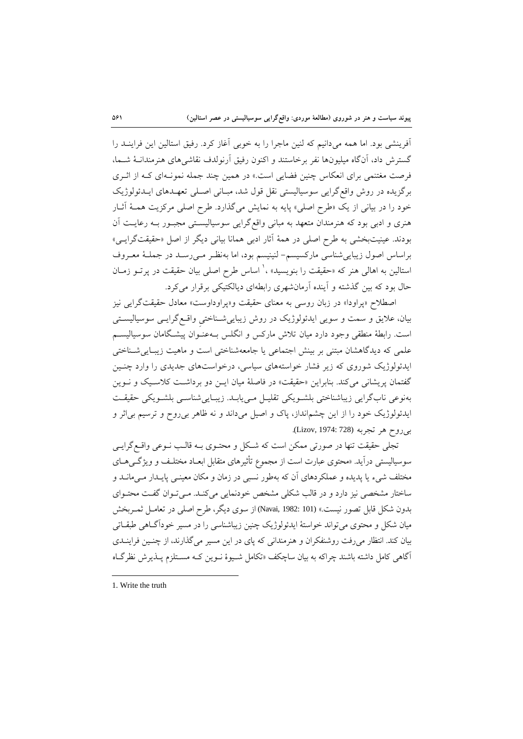آفرینشی بود. اما همه می‌دانیم که لنین ماجرا را به خوبی آغاز کرد. رفیق استالین این فرایند را گسترش داد، آن‌گاه میلیون‌ها نفر برخاستند و اکنون رفیق آرنولدف نقاشی‌های هنرمندانهٔ شما، فرصت مغتنمی برای انعکاس چنین فضایی است.» در همین چند جمله نمونه‌ای که از اثری برگزیده در روش واقع‌گرایی سوسیالیستی نقل قول شد، مبانی اصلی تعهدهای ایدئولوژیک خود را در بیانی از یک «طرح اصلی» پایه به نمایش می‌گذارد. طرح اصلی مرکزیت همهٔ آثار هنری و ادبی بود که هنرمندان متعهد به مبانی واقع‌گرایی سوسیالیستی مجبور به رعایت آن بودند. عینیت‌بخشی به طرح اصلی در همهٔ آثار ادبی همانا بیانی دیگر از اصل «حقیقت‌گرایی» براساس اصول زیبایی‌شناسی مارکسیسم- لنینیسم بود، اما به‌نظر می‌رسد در جملهٔ معروف استالین به اهالی هنر که «حقیقت را بنویسید»[1]، اساس طرح اصلی بیان حقیقت در پرتو زمان حال بود که بین گذشته و آینده آرمان‌شهری رابطه‌ای دیالکتیکی برقرار می‌کرد.

اصطلاح «پراودا» در زبان روسی به معنای حقیقت و«پراوداوست» معادل حقیقت‌گرایی نیز بیان، علایق و سمت و سویی ایدئولوژیک در روش زیبایی‌شناختیِ واقع‌گرایی سوسیالیستی است. رابطهٔ منطقی وجود دارد میان تلاش مارکس و انگلس به‌عنوان پیشگامان سوسیالیسم علمی که دیدگاهشان مبتنی بر بینش اجتماعی یا جامعه‌شناختی است و ماهیت زیبایی‌شناختی ایدئولوژیک شوروی که زیر فشار خواسته‌های سیاسی، درخواست‌های جدیدی را وارد چنین گفتمان پریشانی می‌کند. بنابراین «حقیقت» در فاصلهٔ میان این دو برداشت کلاسیک و نوین به‌نوعی ناب‌گرایی زیباشناختی بلشویکی تقلیل می‌یابد. زیبایی‌شناسی بلشویکی حقیقت ایدئولوژیک خود را از این چشم‌انداز، پاک و اصیل می‌داند و نه ظاهر بی‌روح و ترسیم بی‌اثر و بی‌روح هر تجربه (Lizov, 1974: 728).

تجلی حقیقت تنها در صورتی ممکن است که شکل و محتوی به قالب نوعی واقع‌گرایی سوسیالیستی درآید. «محتوی عبارت است از مجموع تأثیرهای متقابل ابعاد مختلف و ویژگی‌های مختلف شیء یا پدیده و عملکردهای آن که به‌طور نسبی در زمان و مکان معینی پایدار می‌ماند و ساختار مشخصی نیز دارد و در قالب شکلی مشخص خودنمایی می‌کند. می‌توان گفت محتوای بدون شکل قابل تصور نیست.» (Navai, 1982: 101) از سوی دیگر، طرح اصلی در تعامل ثمربخش میان شکل و محتوی می‌تواند خواستهٔ ایدئولوژیک چنین زیباشناسی را در مسیر خودآگاهی طبقاتی بیان کند. انتظار می‌رفت روشنفکران و هنرمندانی که پای در این مسیر می‌گذارند، از چنین فرایندی آگاهی کامل داشته باشند چراکه به بیان ساچکف «تکامل شیوهٔ نوین که مستلزم پذیرش نظرگاه

---

1. Write the truth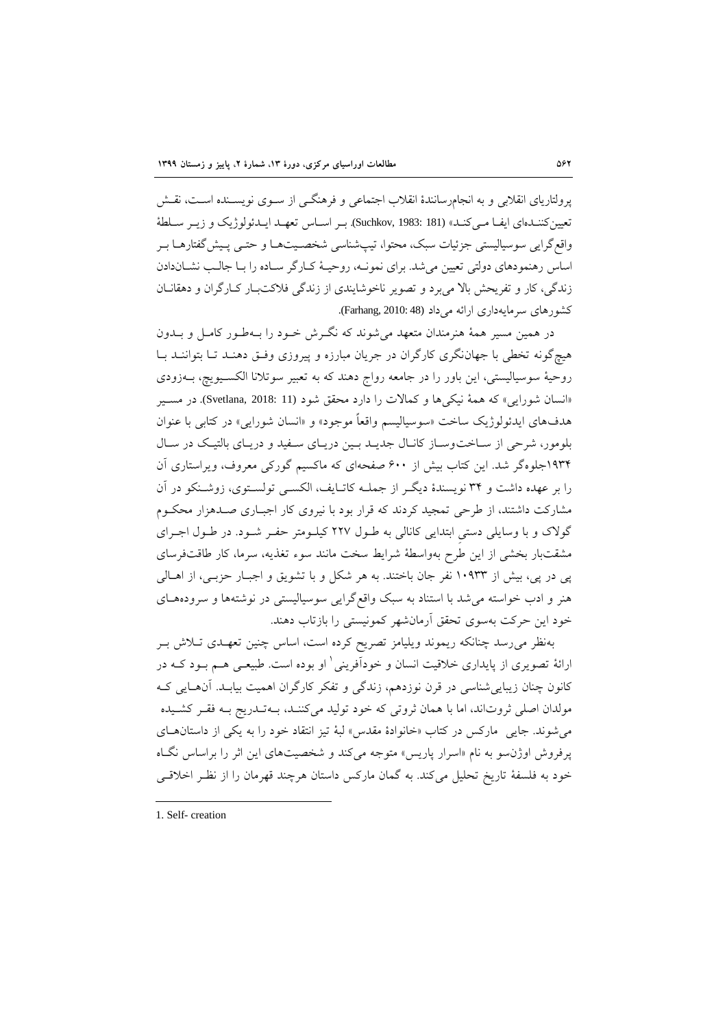پرولتاریای انقلابی و به انجام‌رسانندهٔ انقلاب اجتماعی و فرهنگی از سوی نویسنده است، نقش تعیین‌کننده‌ای ایفا می‌کند» (Suchkov, 1983: 181). بر اساس تعهد ایدئولوژیک و زیر سلطهٔ واقع‌گرایی سوسیالیستی جزئیات سبک، محتوا، تیپ‌شناسی شخصیت‌ها و حتی پیش‌گفتارها بر اساس رهنمودهای دولتی تعیین می‌شد. برای نمونه، روحیهٔ کارگر ساده را با جالب نشان‌دادن زندگی، کار و تفریحش بالا می‌برد و تصویر ناخوشایندی از زندگی فلاکت‌بار کارگران و دهقانان کشورهای سرمایه‌داری ارائه می‌داد (Farhang, 2010: 48).

در همین مسیر همهٔ هنرمندان متعهد می‌شوند که نگرش خود را به‌طور کامل و بدون هیچ‌گونه تخطی با جهان‌نگری کارگران در جریان مبارزه و پیروزی وفق دهند تا بتوانند با روحیهٔ سوسیالیستی، این باور را در جامعه رواج دهند که به تعبیر سوتلانا الکسیویچ، به‌زودی «انسان شورایی» که همهٔ نیکی‌ها و کمالات را دارد محقق شود (Svetlana, 2018: 11). در مسیر هدف‌های ایدئولوژیک ساخت «سوسیالیسم واقعاً موجود» و «انسان شورایی» در کتابی با عنوان بلومور، شرحی از ساخت‌وساز کانال جدید بین دریای سفید و دریای بالتیک در سال ۱۹۳۴جلوه‌گر شد. این کتاب بیش از ۶۰۰ صفحه‌ای که ماکسیم گورکی معروف، ویراستاری آن را بر عهده داشت و ۳۴ نویسندهٔ دیگر از جمله کاتایف، الکسی تولستوی، زوشنکو در آن مشارکت داشتند، از طرحی تمجید کردند که قرار بود با نیروی کار اجباری صدهزار محکوم گولاک و با وسایلی دستی ابتدایی کانالی به طول ۲۲۷ کیلومتر حفر شود. در طول اجرای مشقت‌بار بخشی از این طرح به‌واسطهٔ شرایط سخت مانند سوء تغذیه، سرما، کار طاقت‌فرسای پی در پی، بیش از ۱۰۹۳۳ نفر جان باختند. به هر شکل و با تشویق و اجبار حزبی، از اهالی هنر و ادب خواسته می‌شد با استناد به سبک واقع‌گرایی سوسیالیستی در نوشته‌ها و سروده‌های خود این حرکت به‌سوی تحقق آرمان‌شهر کمونیستی را بازتاب دهند.

به‌نظر می‌رسد چنانکه ریموند ویلیامز تصریح کرده است، اساس چنین تعهدی تلاش بر ارائهٔ تصویری از پایداری خلاقیت انسان و خودآفرینی[1] او بوده است. طبیعی هم بود که در کانون چنان زیبایی‌شناسی در قرن نوزدهم، زندگی و تفکر کارگران اهمیت بیابد. آن‌هایی که مولدان اصلی ثروت‌اند، اما با همان ثروتی که خود تولید می‌کنند، به‌تدریج به فقر کشیده می‌شوند. جایی مارکس در کتاب «خانوادهٔ مقدس» لبهٔ تیز انتقاد خود را به یکی از داستان‌های پرفروش اوژن‌سو به نام «اسرار پاریس» متوجه می‌کند و شخصیت‌های این اثر را براساس نگاه خود به فلسفهٔ تاریخ تحلیل می‌کند. به گمان مارکس داستان هرچند قهرمان را از نظر اخلاقی

---

1. Self- creation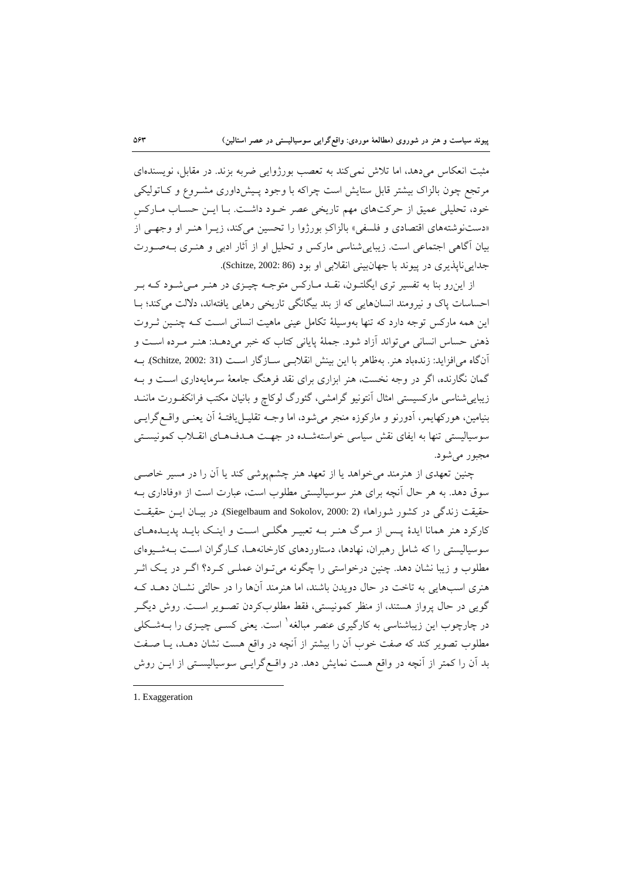مثبت انعکاس می‌دهد، اما تلاش نمی‌کند به تعصب بورژوایی ضربه بزند. در مقابل، نویسنده‌ای مرتجع چون بالزاک بیشتر قابل ستایش است چراکه با وجود پیش‌داوری مشروع و کاتولیکی خود، تحلیلی عمیق از حرکت‌های مهم تاریخی عصر خود داشت. با این حساب مارکسِ «دست‌نوشته‌های اقتصادی و فلسفی» بالزاکِ بورژوا را تحسین می‌کند، زیرا هنر او وجهی از بیان آگاهی اجتماعی است. زیبایی‌شناسی مارکس و تحلیل او از آثار ادبی و هنری به‌صورت جدایی‌ناپذیری در پیوند با جهان‌بینی انقلابی او بود (Schitze, 2002: 86).

از این‌رو بنا به تفسیر تری ایگلتون، نقد مارکس متوجه چیزی در هنر می‌شود که بر احساسات پاک و نیرومند انسان‌هایی که از بند بیگانگی تاریخی رهایی یافته‌اند، دلالت می‌کند؛ با این همه مارکس توجه دارد که تنها به‌وسیلهٔ تکامل عینی ماهیت انسانی است که چنین ثروت ذهنی حساس انسانی می‌تواند آزاد شود. جملهٔ پایانی کتاب که خبر می‌دهد: هنر مرده است و آن‌گاه می‌افزاید: زنده‌باد هنر. به‌ظاهر با این بینش انقلابی سازگار است (Schitze, 2002: 31). به گمان نگارنده، اگر در وجه نخست، هنر ابزاری برای نقد فرهنگ جامعهٔ سرمایه‌داری است و به زیبایی‌شناسی مارکسیستی امثال آنتونیو گرامشی، گئورگ لوکاچ و بانیان مکتب فرانکفورت مانند بنیامین، هورکهایمر، آدورنو و مارکوزه منجر می‌شود، اما وجه تقلیل‌یافتهٔ آن یعنی واقع‌گرایی سوسیالیستی تنها به ایفای نقش سیاسی خواسته‌شده در جهت هدف‌های انقلاب کمونیستی مجبور می‌شود.

چنین تعهدی از هنرمند می‌خواهد یا از تعهد هنر چشم‌پوشی کند یا آن را در مسیر خاصی سوق دهد. به هر حال آنچه برای هنر سوسیالیستی مطلوب است، عبارت است از «وفاداری به حقیقت زندگی در کشور شوراها» (Siegelbaum and Sokolov, 2000: 2). در بیان این حقیقت کارکرد هنر همانا ایدهٔ پس از مرگ هنر به تعبیر هگلی است و اینک باید پدیده‌های سوسیالیستی را که شامل رهبران، نهادها، دستاوردهای کارخانه‌ها، کارگران است به‌شیوه‌ای مطلوب و زیبا نشان دهد. چنین درخواستی را چگونه می‌توان عملی کرد؟ اگر در یک اثر هنری اسب‌هایی به تاخت در حال دویدن باشند، اما هنرمند آن‌ها را در حالتی نشان دهد که گویی در حال پرواز هستند، از منظر کمونیستی، فقط مطلوب‌کردن تصویر است. روش دیگر در چارچوب این زیباشناسی به کارگیری عنصر مبالغه[1] است. یعنی کسی چیزی را به‌شکلی مطلوب تصویر کند که صفت خوب آن را بیشتر از آنچه در واقع هست نشان دهد، یا صفت بد آن را کمتر از آنچه در واقع هست نمایش دهد. در واقع‌گرایی سوسیالیستی از این روش

1. Exaggeration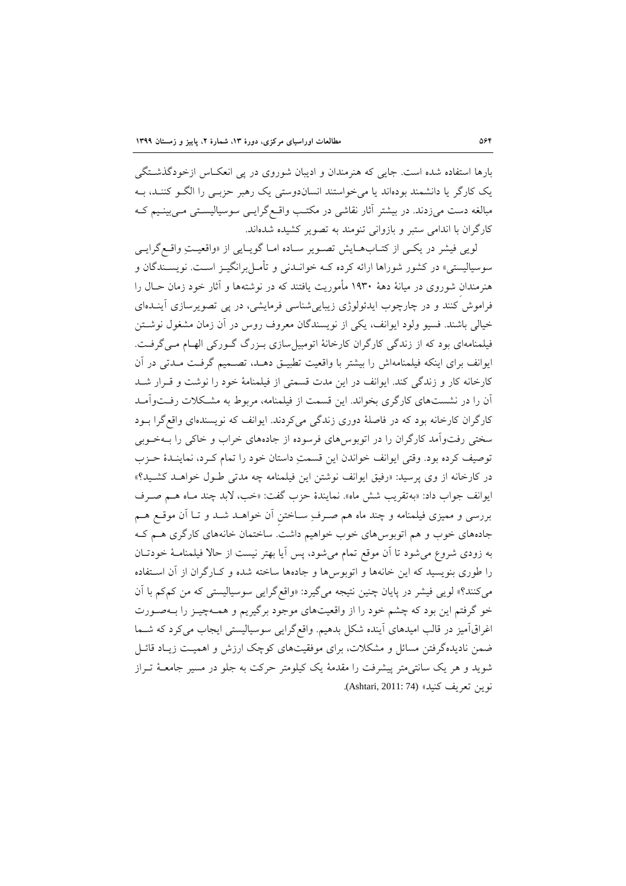بارها استفاده شده است. جایی که هنرمندان و ادیبان شوروی در پی انعکاس ازخودگذشتگی یک کارگر یا دانشمند بوده‌اند یا می‌خواستند انسان‌دوستی یک رهبر حزبی را الگو کنند، به مبالغه دست می‌زدند. در بیشتر آثار نقاشی در مکتب واقع‌گرایی سوسیالیستی می‌بینیم که کارگران با اندامی ستبر و بازوانی تنومند به تصویر کشیده شده‌اند.

لویی فیشر در یکی از کتاب‌هایش تصویر ساده اما گویایی از «واقعیتِ واقع‌گرایی سوسیالیستی» در کشور شوراها ارائه کرده که خواندنی و تأمل‌برانگیز است. نویسندگان و هنرمندانِ شوروی در میانهٔ دههٔ ۱۹۳۰ مأموریت یافتند که در نوشته‌ها و آثار خود زمان حال را فراموش کنند و در چارچوب ایدئولوژی زیبایی‌شناسی فرمایشی، در پی تصویرسازی آینده‌ای خیالی باشند. فسیو ولود ایوانف، یکی از نویسندگان معروف روس در آن زمان مشغول نوشتن فیلمنامه‌ای بود که از زندگی کارگران کارخانهٔ اتومبیل‌سازی بزرگ گورکی الهام می‌گرفت. ایوانف برای اینکه فیلمنامه‌اش را بیشتر با واقعیت تطبیق دهد، تصمیم گرفت مدتی در آن کارخانه کار و زندگی کند. ایوانف در این مدت قسمتی از فیلمنامهٔ خود را نوشت و قرار شد آن را در نشست‌های کارگری بخواند. این قسمت از فیلمنامه، مربوط به مشکلات رفت‌وآمد کارگران کارخانه بود که در فاصلهٔ دوری زندگی می‌کردند. ایوانف که نویسنده‌ای واقع‌گرا بود سختی رفت‌وآمد کارگران را در اتوبوس‌های فرسوده از جاده‌های خراب و خاکی را به‌خوبی توصیف کرده بود. وقتی ایوانف خواندن این قسمتِ داستان خود را تمام کرد، نمایندهٔ حزب در کارخانه از وی پرسید: «رفیق ایوانف نوشتن این فیلمنامه چه مدتی طول خواهد کشید؟» ایوانف جواب داد: «به‌تقریب شش ماه». نمایندهٔ حزب گفت: «خب، لابد چند ماه هم صرف بررسی و ممیزی فیلمنامه و چند ماه هم صرفِ ساختنِ آن خواهد شد و تا آن موقع هم جاده‌های خوب و هم اتوبوس‌های خوب خواهیم داشت. ساختمان خانه‌های کارگری هم که به زودی شروع می‌شود تا آن موقع تمام می‌شود، پس آیا بهتر نیست از حالا فیلمنامهٔ خودتان را طوری بنویسید که این خانه‌ها و اتوبوس‌ها و جاده‌ها ساخته شده و کارگران از آن استفاده می‌کنند؟» لویی فیشر در پایان چنین نتیجه می‌گیرد: «واقع‌گرایی سوسیالیستی که من کم‌کم با آن خو گرفتم این بود که چشم خود را از واقعیت‌های موجود برگیریم و همه‌چیز را به‌صورت اغراق‌آمیز در قالب امیدهای آینده شکل بدهیم. واقع‌گرایی سوسیالیستی ایجاب می‌کرد که شما ضمن نادیده‌گرفتن مسائل و مشکلات، برای موفقیت‌های کوچک ارزش و اهمیت زیاد قائل شوید و هر یک سانتی‌متر پیشرفت را مقدمهٔ یک کیلومتر حرکت به جلو در مسیر جامعهٔ تراز نوین تعریف کنید» (Ashtari, 2011: 74).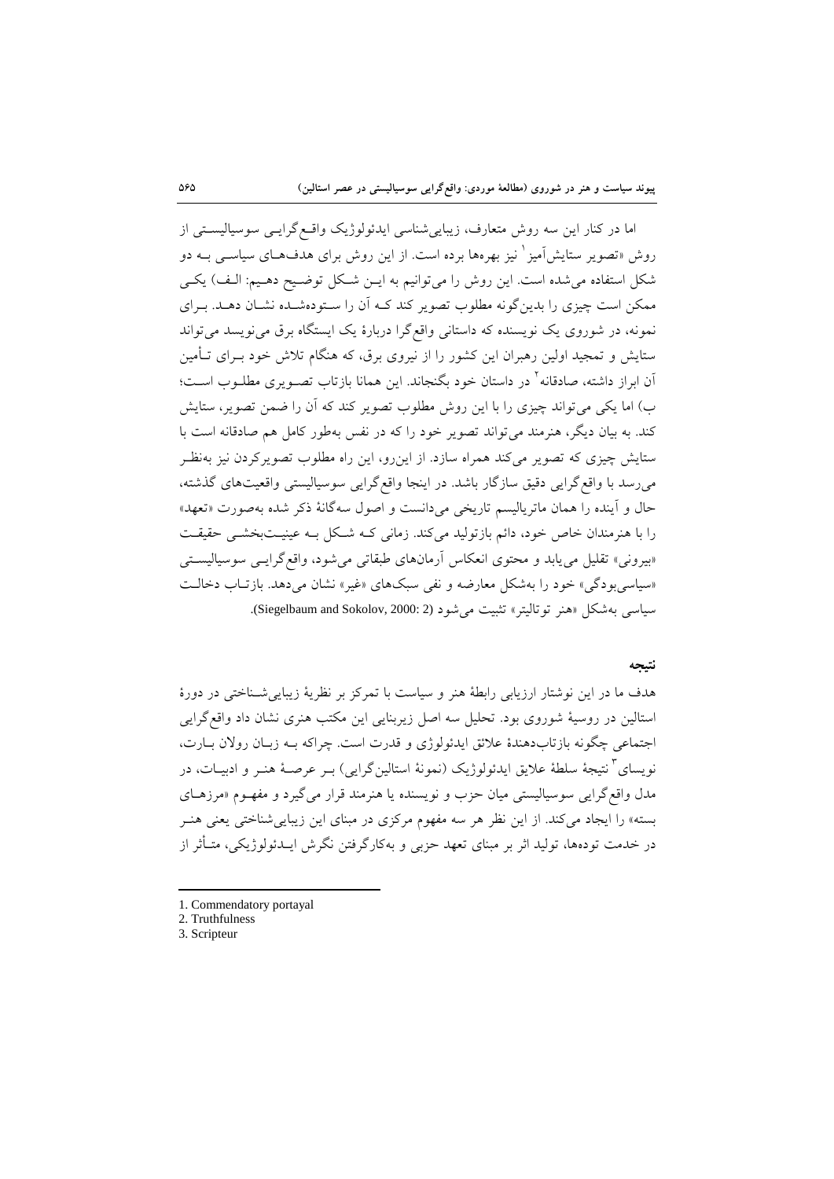اما در کنار این سه روش متعارف، زیبایی‌شناسی ایدئولوژیک واقع‌گرایی سوسیالیستی از روش «تصویر ستایش‌آمیز[1] نیز بهره‌ها برده است. از این روش برای هدف‌های سیاسی به دو شکل استفاده می‌شده است. این روش را می‌توانیم به این شکل توضیح دهیم: الف) یکی ممکن است چیزی را بدین‌گونه مطلوب تصویر کند که آن را ستوده‌شده نشان دهد. برای نمونه، در شوروی یک نویسنده که داستانی واقع‌گرا دربارهٔ یک ایستگاه برق می‌نویسد می‌تواند ستایش و تمجید اولین رهبران این کشور را از نیروی برق، که هنگام تلاش خود برای تأمین آن ابراز داشته، صادقانه[2] در داستان خود بگنجاند. این همانا بازتاب تصویری مطلوب است؛ ب) اما یکی می‌تواند چیزی را با این روش مطلوب تصویر کند که آن را ضمن تصویر، ستایش کند. به بیان دیگر، هنرمند می‌تواند تصویر خود را که در نفس به‌طور کامل هم صادقانه است با ستایش چیزی که تصویر می‌کند همراه سازد. از این‌رو، این راه مطلوب تصویرکردن نیز به‌نظر می‌رسد با واقع‌گرایی دقیق سازگار باشد. در اینجا واقع‌گرایی سوسیالیستی واقعیت‌های گذشته، حال و آینده را همان ماتریالیسم تاریخی می‌دانست و اصول سه‌گانهٔ ذکر شده به‌صورت «تعهد» را با هنرمندان خاص خود، دائم بازتولید می‌کند. زمانی که شکل به عینیت‌بخشی حقیقت «بیرونی» تقلیل می‌یابد و محتوی انعکاس آرمان‌های طبقاتی می‌شود، واقع‌گرایی سوسیالیستی «سیاسی‌بودگی» خود را به‌شکل معارضه و نفی سبک‌های «غیر» نشان می‌دهد. بازتاب دخالت سیاسی به‌شکل «هنر توتالیتر» تثبیت می‌شود (Siegelbaum and Sokolov, 2000: 2).

## نتیجه

هدف ما در این نوشتار ارزیابی رابطهٔ هنر و سیاست با تمرکز بر نظریهٔ زیبایی‌شناختی در دورهٔ استالین در روسیهٔ شوروی بود. تحلیل سه اصل زیربنایی این مکتب هنری نشان داد واقع‌گرایی اجتماعی چگونه بازتاب‌دهندهٔ علائق ایدئولوژی و قدرت است. چراکه به زبان رولان بارت، نویسای[3] نتیجهٔ سلطهٔ علایق ایدئولوژیک (نمونهٔ استالین‌گرایی) بر عرصهٔ هنر و ادبیات، در مدل واقع‌گرایی سوسیالیستی میان حزب و نویسنده یا هنرمند قرار می‌گیرد و مفهوم «مرزهای بسته» را ایجاد می‌کند. از این نظر هر سه مفهوم مرکزی در مبنای این زیبایی‌شناختی یعنی هنر در خدمت توده‌ها، تولید اثر بر مبنای تعهد حزبی و به‌کارگرفتن نگرش ایدئولوژیکی، متأثر از

---

1. Commendatory portayal
2. Truthfulness
3. Scripteur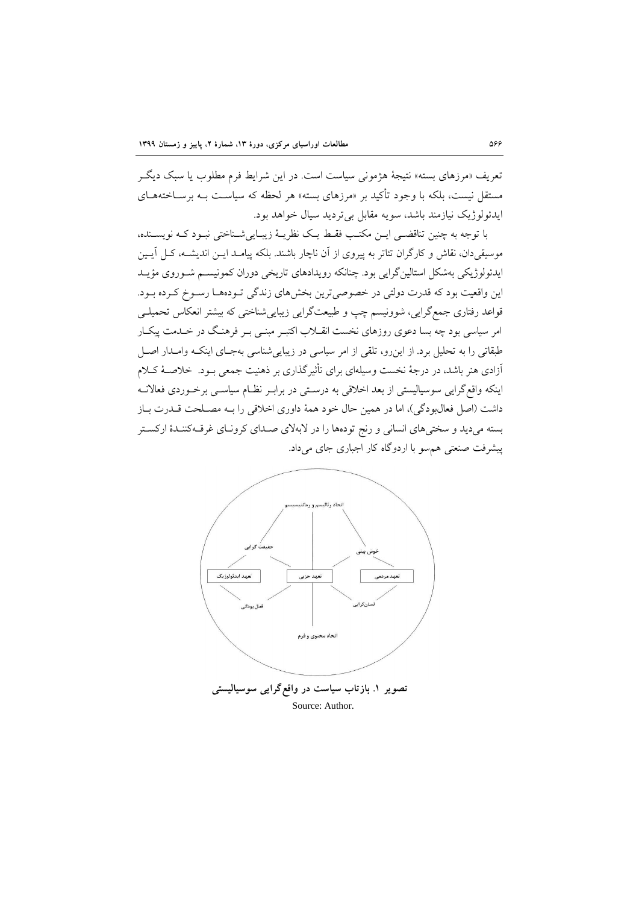تعریف «مرزهای بسته» نتیجهٔ هژمونی سیاست است. در این شرایط فرم مطلوب یا سبک دیگـر مستقل نیست، بلکه با وجود تأکید بر «مرزهای بسته» هر لحظه که سیاسـت بـه برسـاختههـای ایدئولوژیک نیازمند باشد، سویه مقابل بی‌تردید سیال خواهد بود.

با توجه به چنین تناقضـی ایـن مکتـب فقـط یـک نظریـهٔ زیبـایی‌شـناختی نبـود کـه نویسـنده، موسیقی‌دان، نقاش و کارگران تئاتر به پیروی از آن ناچار باشند. بلکه پیامـد ایـن اندیشـه، کـل آیـین ایدئولوژیکی به‌شکل استالین‌گرایی بود. چنانکه رویدادهای تاریخی دوران کمونیسـم شـوروی مؤیـد این واقعیت بود که قدرت دولتی در خصوصی‌ترین بخش‌های زندگی تـوده‌هـا رسـوخ کـرده بـود. قواعد رفتاری جمع‌گرایی، شوونیسم چپ و طبیعت‌گرایی زیبایی‌شناختی که بیشتر انعکاس تحمیلـی امر سیاسی بود چه بسا دعوی روزهای نخست انقـلاب اکتبـر مبنـی بـر فرهنـگ در خـدمت پیکـار طبقاتی را به تحلیل برد. از این‌رو، تلقی از امر سیاسی در زیبایی‌شناسی به‌جـای اینکـه وامـدار اصـل آزادی هنر باشد، در درجهٔ نخست وسیله‌ای برای تأثیرگذاری بر ذهنیت جمعی بـود. خلاصـهٔ کـلام اینکه واقع‌گرایی سوسیالیستی از بعد اخلاقی به درسـتی در برابـر نظـام سیاسـی برخـوردی فعالانـه داشت (اصل فعال‌بودگی)، اما در همین حال خود همهٔ داوری اخلاقی را بـه مصـلحت قـدرت بـاز بسته می‌دید و سختی‌های انسانی و رنج توده‌ها را در لابه‌لای صـدای کرونـای غرقـه‌کننـدهٔ ارکسـتر پیشرفت صنعتی هم‌سو با اردوگاه کار اجباری جای می‌داد.

اتحاد رئالیسم و رمانتیسیسم

حقیقت گرایی — خوش بینی

تعهد ایدئولوژیک — تعهد حزبی — تعهد مردمی

فعال بودگی — انسان‌گرایی

اتحاد محتوی و فرم

**تصویر ۱. بازتاب سیاست در واقع‌گرایی سوسیالیستی**

Source: Author.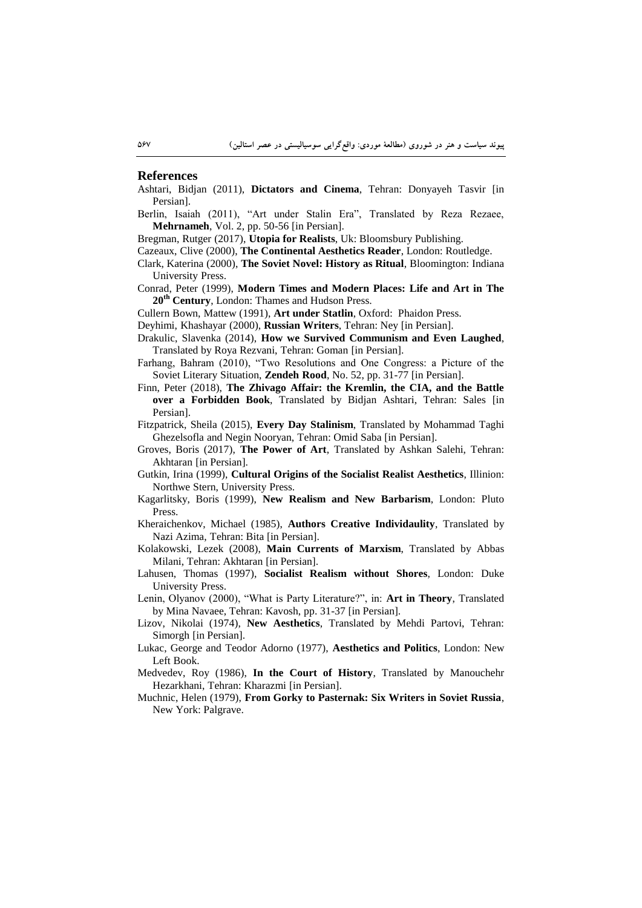## References

Ashtari, Bidjan (2011), **Dictators and Cinema**, Tehran: Donyayeh Tasvir [in Persian].

Berlin, Isaiah (2011), "Art under Stalin Era", Translated by Reza Rezaee, **Mehrnameh**, Vol. 2, pp. 50-56 [in Persian].

Bregman, Rutger (2017), **Utopia for Realists**, Uk: Bloomsbury Publishing.

Cazeaux, Clive (2000), **The Continental Aesthetics Reader**, London: Routledge.

Clark, Katerina (2000), **The Soviet Novel: History as Ritual**, Bloomington: Indiana University Press.

Conrad, Peter (1999), **Modern Times and Modern Places: Life and Art in The 20th Century**, London: Thames and Hudson Press.

Cullern Bown, Mattew (1991), **Art under Statlin**, Oxford: Phaidon Press.

Deyhimi, Khashayar (2000), **Russian Writers**, Tehran: Ney [in Persian].

Drakulic, Slavenka (2014), **How we Survived Communism and Even Laughed**, Translated by Roya Rezvani, Tehran: Goman [in Persian].

Farhang, Bahram (2010), "Two Resolutions and One Congress: a Picture of the Soviet Literary Situation, **Zendeh Rood**, No. 52, pp. 31-77 [in Persian].

Finn, Peter (2018), **The Zhivago Affair: the Kremlin, the CIA, and the Battle over a Forbidden Book**, Translated by Bidjan Ashtari, Tehran: Sales [in Persian].

Fitzpatrick, Sheila (2015), **Every Day Stalinism**, Translated by Mohammad Taghi Ghezelsofla and Negin Nooryan, Tehran: Omid Saba [in Persian].

Groves, Boris (2017), **The Power of Art**, Translated by Ashkan Salehi, Tehran: Akhtaran [in Persian].

Gutkin, Irina (1999), **Cultural Origins of the Socialist Realist Aesthetics**, Illinion: Northwe Stern, University Press.

Kagarlitsky, Boris (1999), **New Realism and New Barbarism**, London: Pluto Press.

Kheraichenkov, Michael (1985), **Authors Creative Individaulity**, Translated by Nazi Azima, Tehran: Bita [in Persian].

Kolakowski, Lezek (2008), **Main Currents of Marxism**, Translated by Abbas Milani, Tehran: Akhtaran [in Persian].

Lahusen, Thomas (1997), **Socialist Realism without Shores**, London: Duke University Press.

Lenin, Olyanov (2000), "What is Party Literature?", in: **Art in Theory**, Translated by Mina Navaee, Tehran: Kavosh, pp. 31-37 [in Persian].

Lizov, Nikolai (1974), **New Aesthetics**, Translated by Mehdi Partovi, Tehran: Simorgh [in Persian].

Lukac, George and Teodor Adorno (1977), **Aesthetics and Politics**, London: New Left Book.

Medvedev, Roy (1986), **In the Court of History**, Translated by Manouchehr Hezarkhani, Tehran: Kharazmi [in Persian].

Muchnic, Helen (1979), **From Gorky to Pasternak: Six Writers in Soviet Russia**, New York: Palgrave.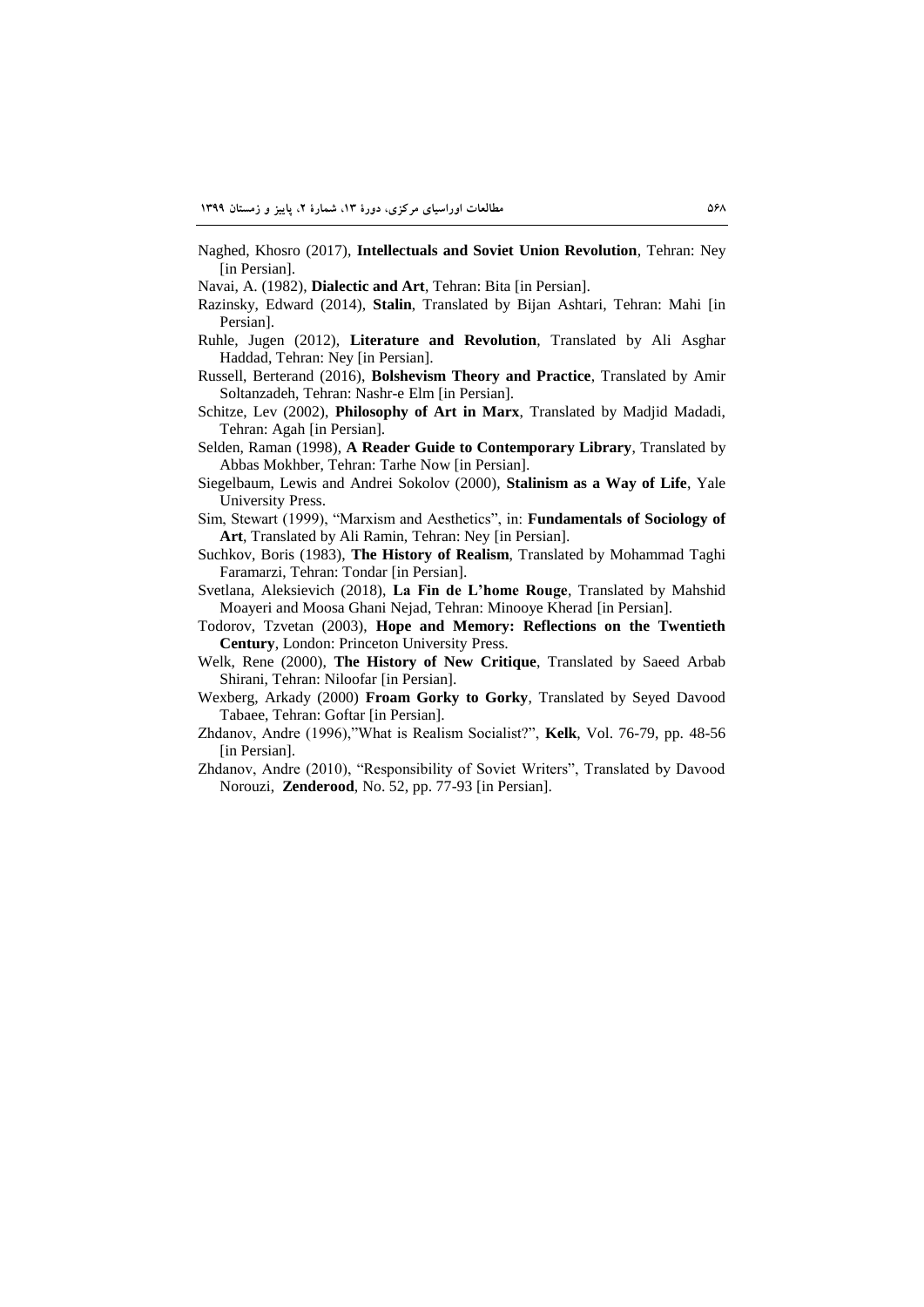Naghed, Khosro (2017), **Intellectuals and Soviet Union Revolution**, Tehran: Ney [in Persian].

Navai, A. (1982), **Dialectic and Art**, Tehran: Bita [in Persian].

Razinsky, Edward (2014), **Stalin**, Translated by Bijan Ashtari, Tehran: Mahi [in Persian].

Ruhle, Jugen (2012), **Literature and Revolution**, Translated by Ali Asghar Haddad, Tehran: Ney [in Persian].

Russell, Berterand (2016), **Bolshevism Theory and Practice**, Translated by Amir Soltanzadeh, Tehran: Nashr-e Elm [in Persian].

Schitze, Lev (2002), **Philosophy of Art in Marx**, Translated by Madjid Madadi, Tehran: Agah [in Persian].

Selden, Raman (1998), **A Reader Guide to Contemporary Library**, Translated by Abbas Mokhber, Tehran: Tarhe Now [in Persian].

Siegelbaum, Lewis and Andrei Sokolov (2000), **Stalinism as a Way of Life**, Yale University Press.

Sim, Stewart (1999), "Marxism and Aesthetics", in: **Fundamentals of Sociology of Art**, Translated by Ali Ramin, Tehran: Ney [in Persian].

Suchkov, Boris (1983), **The History of Realism**, Translated by Mohammad Taghi Faramarzi, Tehran: Tondar [in Persian].

Svetlana, Aleksievich (2018), **La Fin de L'home Rouge**, Translated by Mahshid Moayeri and Moosa Ghani Nejad, Tehran: Minooye Kherad [in Persian].

Todorov, Tzvetan (2003), **Hope and Memory: Reflections on the Twentieth Century**, London: Princeton University Press.

Welk, Rene (2000), **The History of New Critique**, Translated by Saeed Arbab Shirani, Tehran: Niloofar [in Persian].

Wexberg, Arkady (2000) **Froam Gorky to Gorky**, Translated by Seyed Davood Tabaee, Tehran: Goftar [in Persian].

Zhdanov, Andre (1996),"What is Realism Socialist?", **Kelk**, Vol. 76-79, pp. 48-56 [in Persian].

Zhdanov, Andre (2010), "Responsibility of Soviet Writers", Translated by Davood Norouzi, **Zenderood**, No. 52, pp. 77-93 [in Persian].